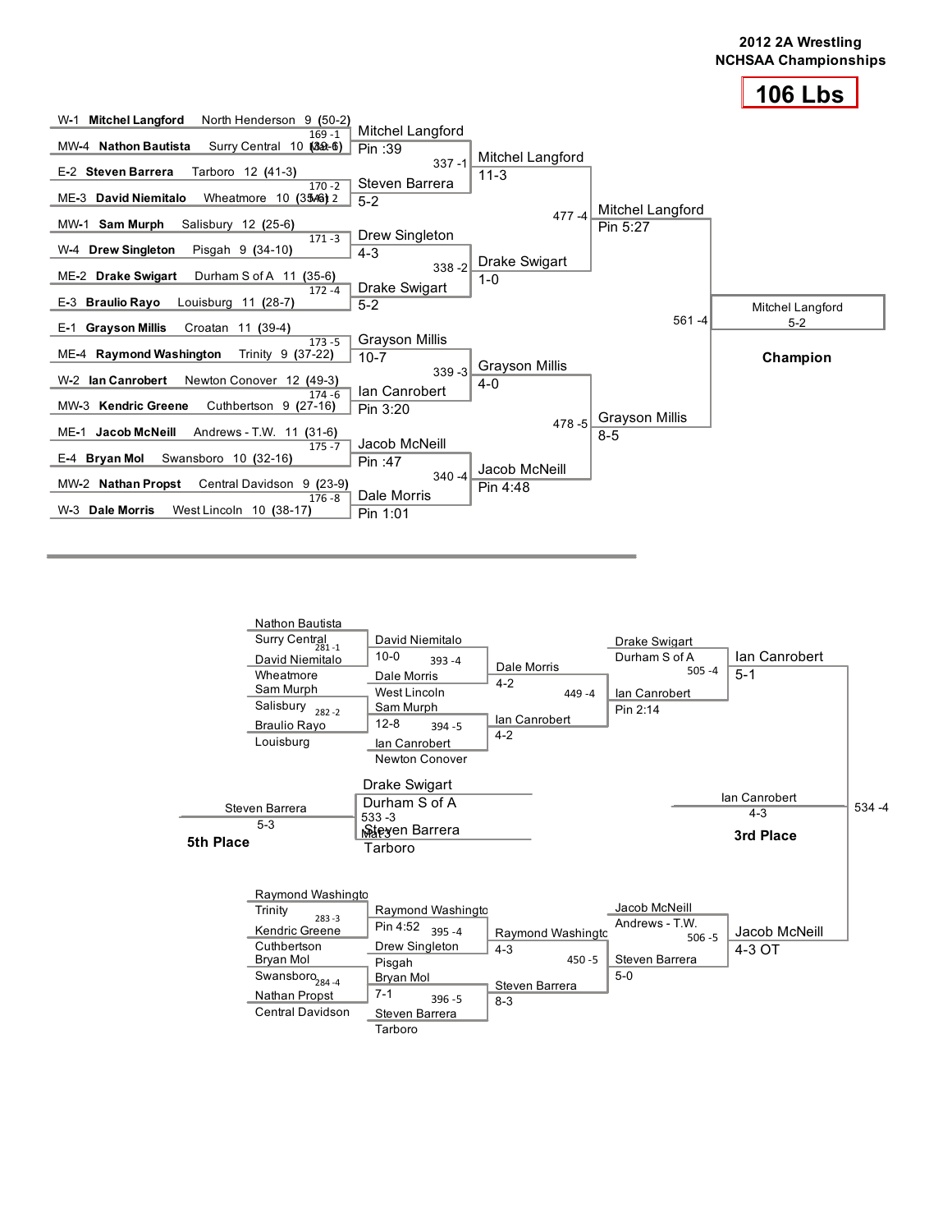**2012 2A Wrestling**
**NCHSAA Championships**

# 106 Lbs

## Championship Bracket

### First Round

| Bout | Wrestler 1 | Wrestler 2 | Winner | Result |
|---|---|---|---|---|
| 169 -1 | W-1 **Mitchel Langford** North Henderson 9 (50-2) | MW-4 **Nathon Bautista** Surry Central 10 (39-6) | Mitchel Langford | Pin :39 |
| 170 -2 | E-2 **Steven Barrera** Tarboro 12 (41-3) | ME-3 **David Niemitalo** Wheatmore 10 (35-8) | Steven Barrera | 5-2 |
| 171 -3 | MW-1 **Sam Murph** Salisbury 12 (25-6) | W-4 **Drew Singleton** Pisgah 9 (34-10) | Drew Singleton | 4-3 |
| 172 -4 | ME-2 **Drake Swigart** Durham S of A 11 (35-6) | E-3 **Braulio Rayo** Louisburg 11 (28-7) | Drake Swigart | 5-2 |
| 173 -5 | E-1 **Grayson Millis** Croatan 11 (39-4) | ME-4 **Raymond Washington** Trinity 9 (37-22) | Grayson Millis | 10-7 |
| 174 -6 | W-2 **Ian Canrobert** Newton Conover 12 (49-3) | MW-3 **Kendric Greene** Cuthbertson 9 (27-16) | Ian Canrobert | Pin 3:20 |
| 175 -7 | ME-1 **Jacob McNeill** Andrews - T.W. 11 (31-6) | E-4 **Bryan Mol** Swansboro 10 (32-16) | Jacob McNeill | Pin :47 |
| 176 -8 | MW-2 **Nathan Propst** Central Davidson 9 (23-9) | W-3 **Dale Morris** West Lincoln 10 (38-17) | Dale Morris | Pin 1:01 |

### Quarterfinals

| Bout | Winner | Result |
|---|---|---|
| 337 -1 | Mitchel Langford | 11-3 |
| 338 -2 | Drake Swigart | 1-0 |
| 339 -3 | Grayson Millis | 4-0 |
| 340 -4 | Jacob McNeill | Pin 4:48 |

### Semifinals

| Bout | Winner | Result |
|---|---|---|
| 477 -4 | Mitchel Langford | Pin 5:27 |
| 478 -5 | Grayson Millis | 8-5 |

### Final

| Bout | Winner | Result |
|---|---|---|
| 561 -4 | Mitchel Langford | 5-2 |

**Champion:** Mitchel Langford

## Consolation Bracket

### Consolation Round 1

| Bout | Wrestler 1 | Wrestler 2 | Winner | Result |
|---|---|---|---|---|
| 281 -1 | Nathon Bautista, Surry Central | David Niemitalo, Wheatmore | David Niemitalo | 10-0 |
| 282 -2 | Sam Murph, Salisbury | Braulio Rayo, Louisburg | Sam Murph | 12-8 |
| 283 -3 | Raymond Washington, Trinity | Kendric Greene, Cuthbertson | Raymond Washington | Pin 4:52 |
| 284 -4 | Bryan Mol, Swansboro | Nathan Propst, Central Davidson | Bryan Mol | 7-1 |

### Consolation Round 2

| Bout | Wrestler 1 | Wrestler 2 | Winner | Result |
|---|---|---|---|---|
| 393 -4 | David Niemitalo | Dale Morris, West Lincoln | Dale Morris | 4-2 |
| 394 -5 | Sam Murph | Ian Canrobert, Newton Conover | Ian Canrobert | 4-2 |
| 395 -4 | Raymond Washington | Drew Singleton, Pisgah | Raymond Washington | 4-3 |
| 396 -5 | Bryan Mol | Steven Barrera, Tarboro | Steven Barrera | 8-3 |

### Consolation Round 3

| Bout | Wrestler 1 | Wrestler 2 | Winner | Result |
|---|---|---|---|---|
| 449 -4 | Dale Morris | Ian Canrobert | Ian Canrobert | Pin 2:14 |
| 450 -5 | Raymond Washington | Steven Barrera | Steven Barrera | 5-0 |

### Consolation Semifinals

| Bout | Wrestler 1 | Wrestler 2 | Winner | Result |
|---|---|---|---|---|
| 505 -4 | Drake Swigart, Durham S of A | Ian Canrobert | Ian Canrobert | 5-1 |
| 506 -5 | Jacob McNeill, Andrews - T.W. | Steven Barrera | Jacob McNeill | 4-3 OT |

### 3rd Place

| Bout | Wrestler 1 | Wrestler 2 | Winner | Result |
|---|---|---|---|---|
| 534 -4 | Ian Canrobert | Jacob McNeill | Ian Canrobert | 4-3 |

**3rd Place:** Ian Canrobert

### 5th Place

| Bout | Wrestler 1 | Wrestler 2 | Winner | Result |
|---|---|---|---|---|
| 533 -3 | Drake Swigart, Durham S of A | Steven Barrera, Tarboro | Steven Barrera | 5-3 |

**5th Place:** Steven Barrera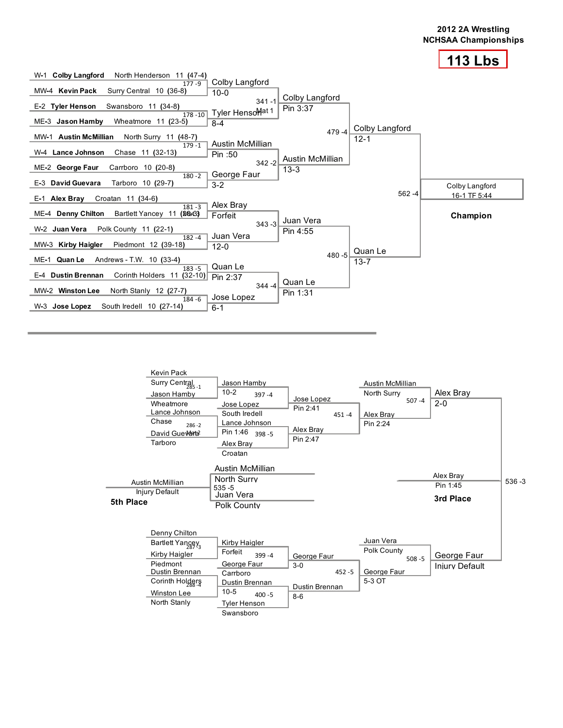# 2012 2A Wrestling NCHSAA Championships

## 113 Lbs

### Championship Bracket

**First Round**

| Bout | Wrestler 1 | Wrestler 2 | Winner | Result |
|---|---|---|---|---|
| 177 -9 | W-1 **Colby Langford** North Henderson 11 (47-4) | MW-4 **Kevin Pack** Surry Central 10 (36-8) | Colby Langford | 10-0 |
| 178 -10 | E-2 **Tyler Henson** Swansboro 11 (34-8) | ME-3 **Jason Hamby** Wheatmore 11 (23-5) | Tyler Henson | 8-4 |
| 179 -1 | MW-1 **Austin McMillian** North Surry 11 (48-7) | W-4 **Lance Johnson** Chase 11 (32-13) | Austin McMillian | Pin :50 |
| 180 -2 | ME-2 **George Faur** Carrboro 10 (20-8) | E-3 **David Guevara** Tarboro 10 (29-7) | George Faur | 3-2 |
| 181 -3 | E-1 **Alex Bray** Croatan 11 (34-6) | ME-4 **Denny Chilton** Bartlett Yancey 11 (26-3) | Alex Bray | Forfeit |
| 182 -4 | W-2 **Juan Vera** Polk County 11 (22-1) | MW-3 **Kirby Haigler** Piedmont 12 (39-18) | Juan Vera | 12-0 |
| 183 -5 | ME-1 **Quan Le** Andrews - T.W. 10 (33-4) | E-4 **Dustin Brennan** Corinth Holders 11 (32-10) | Quan Le | Pin 2:37 |
| 184 -6 | MW-2 **Winston Lee** North Stanly 12 (27-7) | W-3 **Jose Lopez** South Iredell 10 (27-14) | Jose Lopez | 6-1 |

**Quarterfinals**

| Bout | Winner | Result |
|---|---|---|
| 341 -1 (Mat 1) | Colby Langford | Pin 3:37 |
| 342 -2 | Austin McMillian | 13-3 |
| 343 -3 | Juan Vera | Pin 4:55 |
| 344 -4 | Quan Le | Pin 1:31 |

**Semifinals**

| Bout | Winner | Result |
|---|---|---|
| 479 -4 | Colby Langford | 12-1 |
| 480 -5 | Quan Le | 13-7 |

**Final**

| Bout | Winner | Result |
|---|---|---|
| 562 -4 | Colby Langford | 16-1 TF 5:44 |

**Champion:** Colby Langford

### Consolation Bracket

**Consolation First Round**

| Bout | Wrestler 1 | Wrestler 2 | Winner | Result |
|---|---|---|---|---|
| 285 -1 | Kevin Pack, Surry Central | Jason Hamby, Wheatmore | Jason Hamby | 10-2 |
| 286 -2 (Mat 2) | Lance Johnson, Chase | David Guevara, Tarboro | Lance Johnson | Pin 1:46 |
| 287 -3 | Denny Chilton, Bartlett Yancey | Kirby Haigler, Piedmont | Kirby Haigler | Forfeit |
| 288 -4 | Dustin Brennan, Corinth Holders | Winston Lee, North Stanly | Dustin Brennan | 10-5 |

**Consolation Second Round**

| Bout | Wrestler 1 | Wrestler 2 | Winner | Result |
|---|---|---|---|---|
| 397 -4 | Jason Hamby | Jose Lopez, South Iredell | Jose Lopez | Pin 2:41 |
| 398 -5 | Lance Johnson | Alex Bray, Croatan | Alex Bray | Pin 2:47 |
| 399 -4 | Kirby Haigler | George Faur, Carrboro | George Faur | 3-0 |
| 400 -5 | Dustin Brennan | Tyler Henson, Swansboro | Dustin Brennan | 8-6 |

**Consolation Third Round**

| Bout | Wrestler 1 | Wrestler 2 | Winner | Result |
|---|---|---|---|---|
| 451 -4 | Jose Lopez | Alex Bray | Alex Bray | Pin 2:24 |
| 452 -5 | George Faur | Dustin Brennan | George Faur | 5-3 OT |

**Consolation Semifinals**

| Bout | Wrestler 1 | Wrestler 2 | Winner | Result |
|---|---|---|---|---|
| 507 -4 | Austin McMillian, North Surry | Alex Bray | Alex Bray | 2-0 |
| 508 -5 | Juan Vera, Polk County | George Faur | George Faur | Injury Default |

**3rd Place (536 -3):** Alex Bray, Pin 1:45

**5th Place (535 -5):** Austin McMillian (North Surry) vs. Juan Vera (Polk County) — Austin McMillian, Injury Default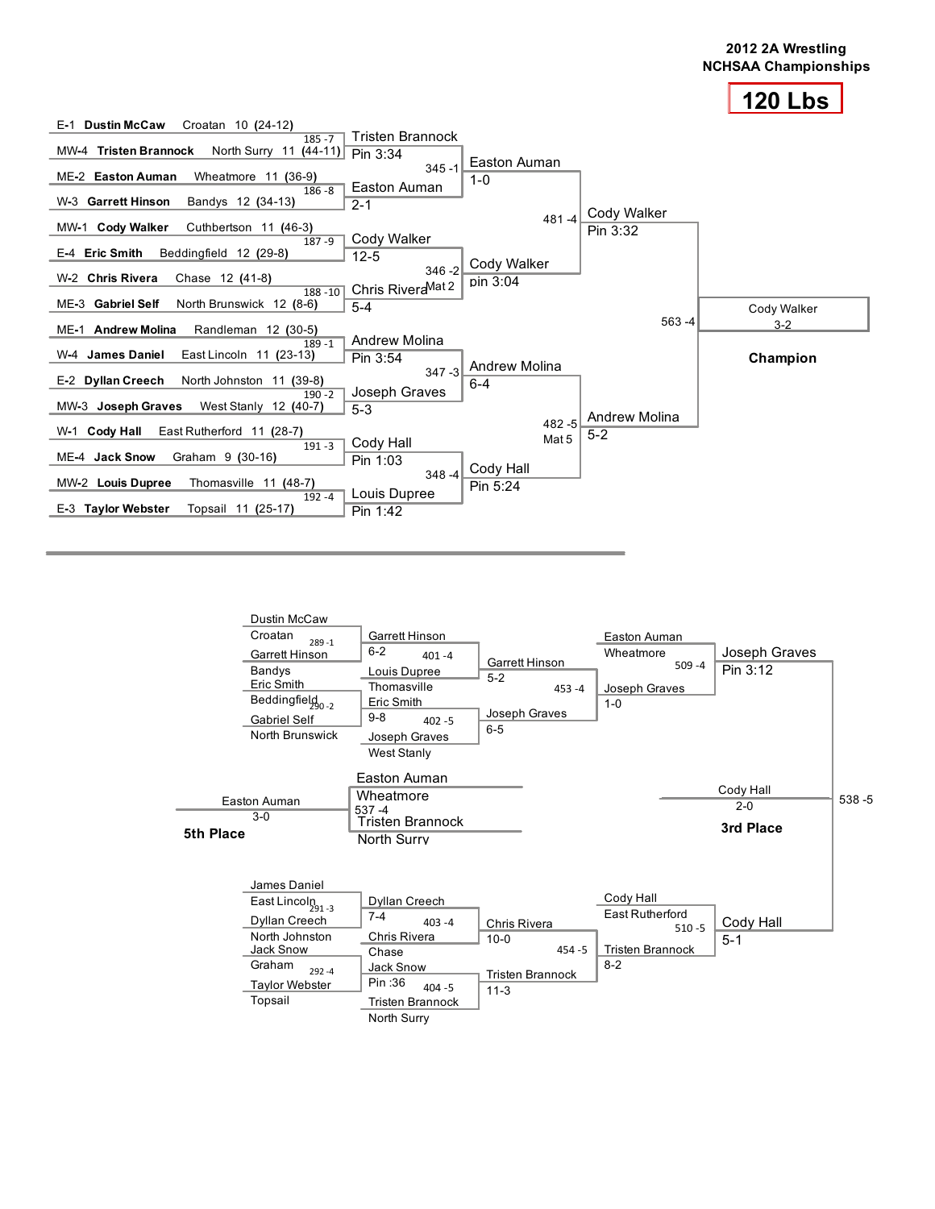# 2012 2A Wrestling NCHSAA Championships

## 120 Lbs

### Championship Bracket

**First Round**

| Bout | Wrestler 1 | Wrestler 2 | Winner | Result |
|---|---|---|---|---|
| 185 -7 | E-1 **Dustin McCaw** Croatan 10 (24-12) | MW-4 **Tristen Brannock** North Surry 11 (44-11) | Tristen Brannock | Pin 3:34 |
| 186 -8 | ME-2 **Easton Auman** Wheatmore 11 (36-9) | W-3 **Garrett Hinson** Bandys 12 (34-13) | Easton Auman | 2-1 |
| 187 -9 | MW-1 **Cody Walker** Cuthbertson 11 (46-3) | E-4 **Eric Smith** Beddingfield 12 (29-8) | Cody Walker | 12-5 |
| 188 -10 | W-2 **Chris Rivera** Chase 12 (41-8) | ME-3 **Gabriel Self** North Brunswick 12 (8-6) | Chris Rivera | 5-4 |
| 189 -1 | ME-1 **Andrew Molina** Randleman 12 (30-5) | W-4 **James Daniel** East Lincoln 11 (23-13) | Andrew Molina | Pin 3:54 |
| 190 -2 | E-2 **Dyllan Creech** North Johnston 11 (39-8) | MW-3 **Joseph Graves** West Stanly 12 (40-7) | Joseph Graves | 5-3 |
| 191 -3 | W-1 **Cody Hall** East Rutherford 11 (28-7) | ME-4 **Jack Snow** Graham 9 (30-16) | Cody Hall | Pin 1:03 |
| 192 -4 | MW-2 **Louis Dupree** Thomasville 11 (48-7) | E-3 **Taylor Webster** Topsail 11 (25-17) | Louis Dupree | Pin 1:42 |

**Quarterfinals**

| Bout | Winner | Result |
|---|---|---|
| 345 -1 | Easton Auman | 1-0 |
| 346 -2 (Mat 2) | Cody Walker | pin 3:04 |
| 347 -3 | Andrew Molina | 6-4 |
| 348 -4 | Cody Hall | Pin 5:24 |

**Semifinals**

| Bout | Winner | Result |
|---|---|---|
| 481 -4 | Cody Walker | Pin 3:32 |
| 482 -5 (Mat 5) | Andrew Molina | 5-2 |

**Final**

| Bout | Winner | Result |
|---|---|---|
| 563 -4 | Cody Walker | 3-2 |

**Champion:** Cody Walker

### Consolation Bracket

| Bout | Wrestler 1 | Wrestler 2 | Winner | Result |
|---|---|---|---|---|
| 289 -1 | Dustin McCaw (Croatan) | Garrett Hinson (Bandys) | Garrett Hinson | 6-2 |
| 290 -2 | Eric Smith (Beddingfield) | Gabriel Self (North Brunswick) | Eric Smith | 9-8 |
| 291 -3 | James Daniel (East Lincoln) | Dyllan Creech (North Johnston) | Dyllan Creech | 7-4 |
| 292 -4 | Jack Snow (Graham) | Taylor Webster (Topsail) | Jack Snow | Pin :36 |
| 401 -4 | Garrett Hinson | Louis Dupree (Thomasville) | Garrett Hinson | 5-2 |
| 402 -5 | Eric Smith | Joseph Graves (West Stanly) | Joseph Graves | 6-5 |
| 403 -4 | Dyllan Creech | Chris Rivera (Chase) | Chris Rivera | 10-0 |
| 404 -5 | Jack Snow | Tristen Brannock (North Surry) | Tristen Brannock | 11-3 |
| 453 -4 | Garrett Hinson | Joseph Graves | Joseph Graves | 1-0 |
| 454 -5 | Chris Rivera | Tristen Brannock | Tristen Brannock | 8-2 |
| 509 -4 | Easton Auman (Wheatmore) | Joseph Graves | Joseph Graves | Pin 3:12 |
| 510 -5 | Cody Hall (East Rutherford) | Tristen Brannock | Cody Hall | 5-1 |
| 537 -4 | Easton Auman (Wheatmore) | Tristen Brannock (North Surry) | Easton Auman | 3-0 |
| 538 -5 | Joseph Graves | Cody Hall | Cody Hall | 2-0 |

**5th Place:** Easton Auman 3-0

**3rd Place:** Cody Hall 2-0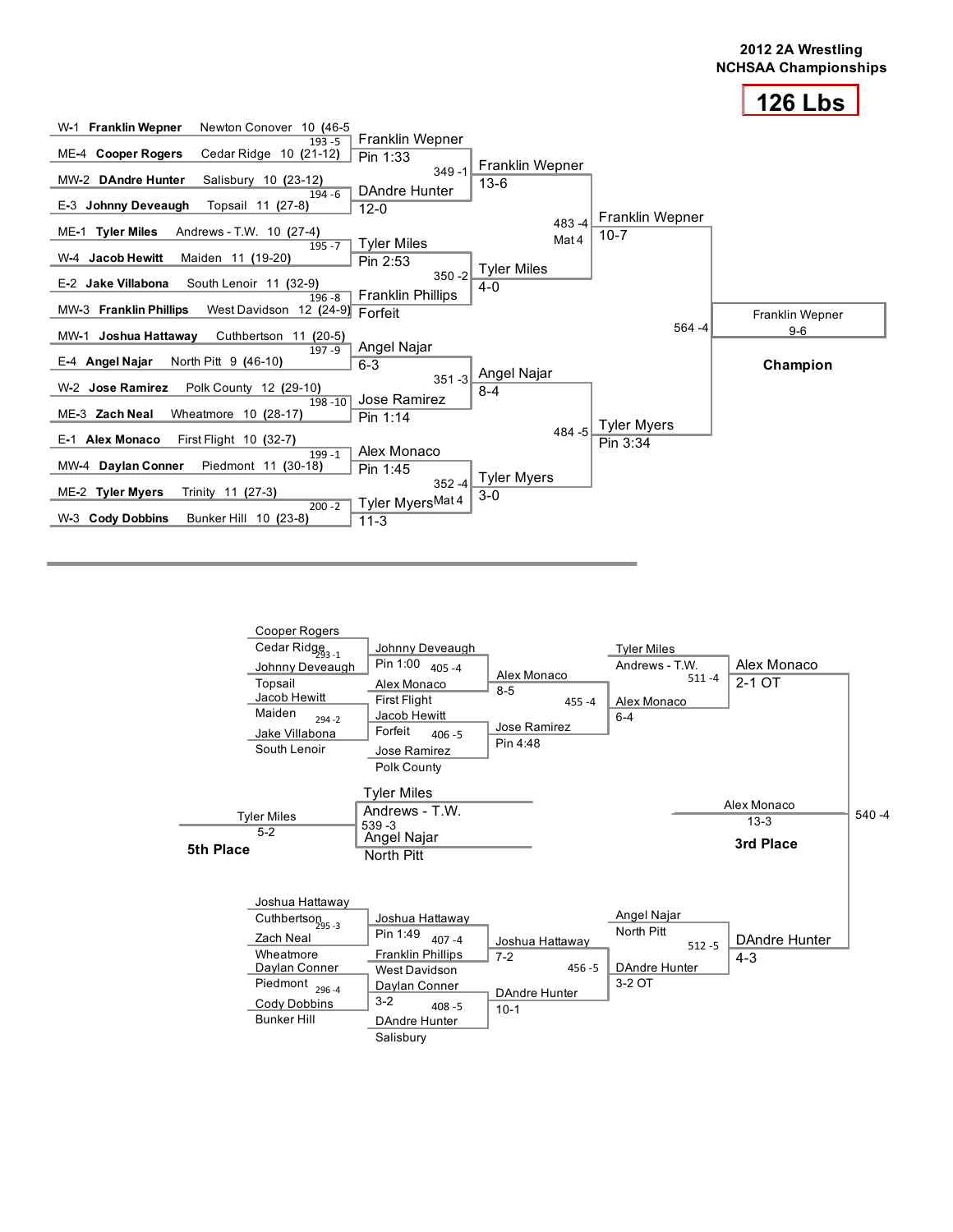# 2012 2A Wrestling NCHSAA Championships

## 126 Lbs

### Championship Bracket

**First Round**

| Bout | Wrestler 1 | Wrestler 2 | Winner | Result |
|---|---|---|---|---|
| 193 -5 | W-1 **Franklin Wepner** Newton Conover 10 (46-5) | ME-4 **Cooper Rogers** Cedar Ridge 10 (21-12) | Franklin Wepner | Pin 1:33 |
| 194 -6 | MW-2 **DAndre Hunter** Salisbury 10 (23-12) | E-3 **Johnny Deveaugh** Topsail 11 (27-8) | DAndre Hunter | 12-0 |
| 195 -7 | ME-1 **Tyler Miles** Andrews - T.W. 10 (27-4) | W-4 **Jacob Hewitt** Maiden 11 (19-20) | Tyler Miles | Pin 2:53 |
| 196 -8 | E-2 **Jake Villabona** South Lenoir 11 (32-9) | MW-3 **Franklin Phillips** West Davidson 12 (24-9) | Franklin Phillips | Forfeit |
| 197 -9 | MW-1 **Joshua Hattaway** Cuthbertson 11 (20-5) | E-4 **Angel Najar** North Pitt 9 (46-10) | Angel Najar | 6-3 |
| 198 -10 | W-2 **Jose Ramirez** Polk County 12 (29-10) | ME-3 **Zach Neal** Wheatmore 10 (28-17) | Jose Ramirez | Pin 1:14 |
| 199 -1 | E-1 **Alex Monaco** First Flight 10 (32-7) | MW-4 **Daylan Conner** Piedmont 11 (30-18) | Alex Monaco | Pin 1:45 |
| 200 -2 | ME-2 **Tyler Myers** Trinity 11 (27-3) | W-3 **Cody Dobbins** Bunker Hill 10 (23-8) | Tyler Myers | 11-3 |

**Quarterfinals**

| Bout | Winner | Result |
|---|---|---|
| 349 -1 | Franklin Wepner | 13-6 |
| 350 -2 | Tyler Miles | 4-0 |
| 351 -3 | Angel Najar | 8-4 |
| 352 -4 (Mat 4) | Tyler Myers | 3-0 |

**Semifinals**

| Bout | Winner | Result |
|---|---|---|
| 483 -4 (Mat 4) | Franklin Wepner | 10-7 |
| 484 -5 | Tyler Myers | Pin 3:34 |

**Final**

| Bout | Winner | Result |
|---|---|---|
| 564 -4 | Franklin Wepner | 9-6 |

**Champion:** Franklin Wepner

### Consolation Bracket

| Bout | Wrestler 1 | Wrestler 2 | Winner | Result |
|---|---|---|---|---|
| 293 -1 | Cooper Rogers, Cedar Ridge | Johnny Deveaugh, Topsail | Johnny Deveaugh | Pin 1:00 |
| 294 -2 | Jacob Hewitt, Maiden | Jake Villabona, South Lenoir | Jacob Hewitt | Forfeit |
| 295 -3 | Joshua Hattaway, Cuthbertson | Zach Neal, Wheatmore | Joshua Hattaway | Pin 1:49 |
| 296 -4 | Daylan Conner, Piedmont | Cody Dobbins, Bunker Hill | Daylan Conner | 3-2 |
| 405 -4 | Johnny Deveaugh | Alex Monaco, First Flight | Alex Monaco | 8-5 |
| 406 -5 | Jacob Hewitt | Jose Ramirez, Polk County | Jose Ramirez | Pin 4:48 |
| 407 -4 | Joshua Hattaway | Franklin Phillips, West Davidson | Joshua Hattaway | 7-2 |
| 408 -5 | Daylan Conner | DAndre Hunter, Salisbury | DAndre Hunter | 10-1 |
| 455 -4 | Alex Monaco | Jose Ramirez | Alex Monaco | 6-4 |
| 456 -5 | Joshua Hattaway | DAndre Hunter | DAndre Hunter | 3-2 OT |
| 511 -4 | Tyler Miles, Andrews - T.W. | Alex Monaco | Alex Monaco | 2-1 OT |
| 512 -5 | Angel Najar, North Pitt | DAndre Hunter | DAndre Hunter | 4-3 |

**3rd Place (540 -4):** Alex Monaco def. DAndre Hunter, 13-3

**5th Place (539 -3):** Tyler Miles (Andrews - T.W.) def. Angel Najar (North Pitt), 5-2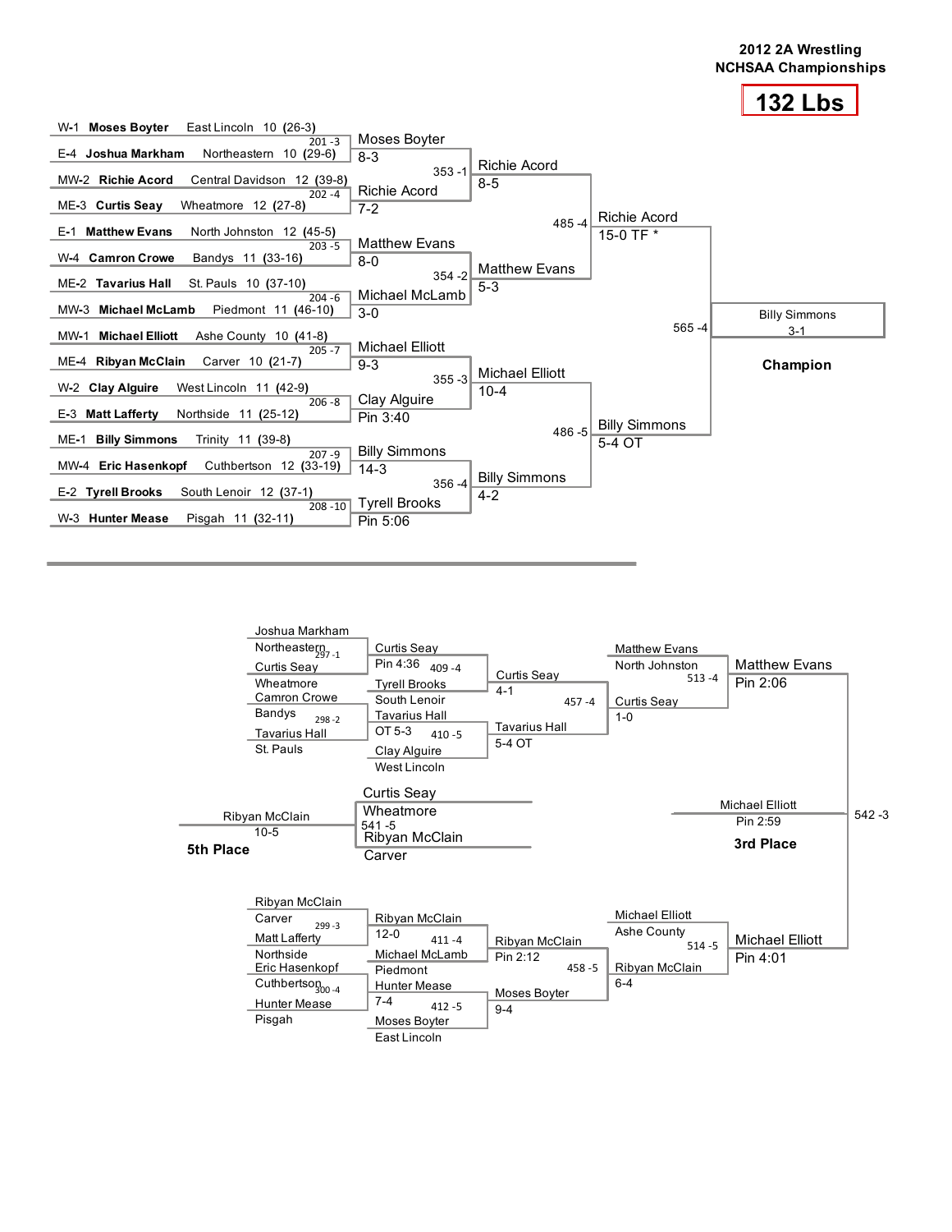# 2012 2A Wrestling NCHSAA Championships

## 132 Lbs

### Championship Bracket

**First Round**

- W-1 **Moses Boyter** East Lincoln 10 (26-3) vs. E-4 **Joshua Markham** Northeastern 10 (29-6) — Bout 201 -3: Moses Boyter 8-3
- MW-2 **Richie Acord** Central Davidson 12 (39-8) vs. ME-3 **Curtis Seay** Wheatmore 12 (27-8) — Bout 202 -4: Richie Acord 7-2
- E-1 **Matthew Evans** North Johnston 12 (45-5) vs. W-4 **Camron Crowe** Bandys 11 (33-16) — Bout 203 -5: Matthew Evans 8-0
- ME-2 **Tavarius Hall** St. Pauls 10 (37-10) vs. MW-3 **Michael McLamb** Piedmont 11 (46-10) — Bout 204 -6: Michael McLamb 3-0
- MW-1 **Michael Elliott** Ashe County 10 (41-8) vs. ME-4 **Ribyan McClain** Carver 10 (21-7) — Bout 205 -7: Michael Elliott 9-3
- W-2 **Clay Alguire** West Lincoln 11 (42-9) vs. E-3 **Matt Lafferty** Northside 11 (25-12) — Bout 206 -8: Clay Alguire Pin 3:40
- ME-1 **Billy Simmons** Trinity 11 (39-8) vs. MW-4 **Eric Hasenkopf** Cuthbertson 12 (33-19) — Bout 207 -9: Billy Simmons 14-3
- E-2 **Tyrell Brooks** South Lenoir 12 (37-1) vs. W-3 **Hunter Mease** Pisgah 11 (32-11) — Bout 208 -10: Tyrell Brooks Pin 5:06

**Quarterfinals**

- Bout 353 -1: Richie Acord 8-5
- Bout 354 -2: Matthew Evans 5-3
- Bout 355 -3: Michael Elliott 10-4
- Bout 356 -4: Billy Simmons 4-2

**Semifinals**

- Bout 485 -4: Richie Acord 15-0 TF *
- Bout 486 -5: Billy Simmons 5-4 OT

**Final**

- Bout 565 -4: Billy Simmons 3-1

**Champion**

### Consolation Bracket

**Consolation First Round**

- Joshua Markham Northeastern vs. Curtis Seay Wheatmore — Bout 297 -1: Curtis Seay Pin 4:36
- Camron Crowe Bandys vs. Tavarius Hall St. Pauls — Bout 298 -2: Tavarius Hall OT 5-3
- Ribyan McClain Carver vs. Matt Lafferty Northside — Bout 299 -3: Ribyan McClain 12-0
- Eric Hasenkopf Cuthbertson vs. Hunter Mease Pisgah — Bout 300 -4: Hunter Mease 7-4

**Consolation Second Round**

- Curtis Seay vs. Tyrell Brooks South Lenoir — Bout 409 -4: Curtis Seay 4-1
- Tavarius Hall vs. Clay Alguire West Lincoln — Bout 410 -5: Tavarius Hall 5-4 OT
- Ribyan McClain vs. Michael McLamb Piedmont — Bout 411 -4: Ribyan McClain Pin 2:12
- Hunter Mease vs. Moses Boyter East Lincoln — Bout 412 -5: Moses Boyter 9-4

**Consolation Quarterfinals**

- Curtis Seay vs. Tavarius Hall — Bout 457 -4: Curtis Seay 1-0
- Ribyan McClain vs. Moses Boyter — Bout 458 -5: Ribyan McClain 6-4

**Consolation Semifinals**

- Matthew Evans North Johnston vs. Curtis Seay — Bout 513 -4: Matthew Evans Pin 2:06
- Michael Elliott Ashe County vs. Ribyan McClain — Bout 514 -5: Michael Elliott Pin 4:01

**3rd Place**

- Matthew Evans vs. Michael Elliott — Bout 542 -3: Michael Elliott Pin 2:59

**5th Place**

- Curtis Seay Wheatmore vs. Ribyan McClain Carver — Bout 541 -5: Ribyan McClain 10-5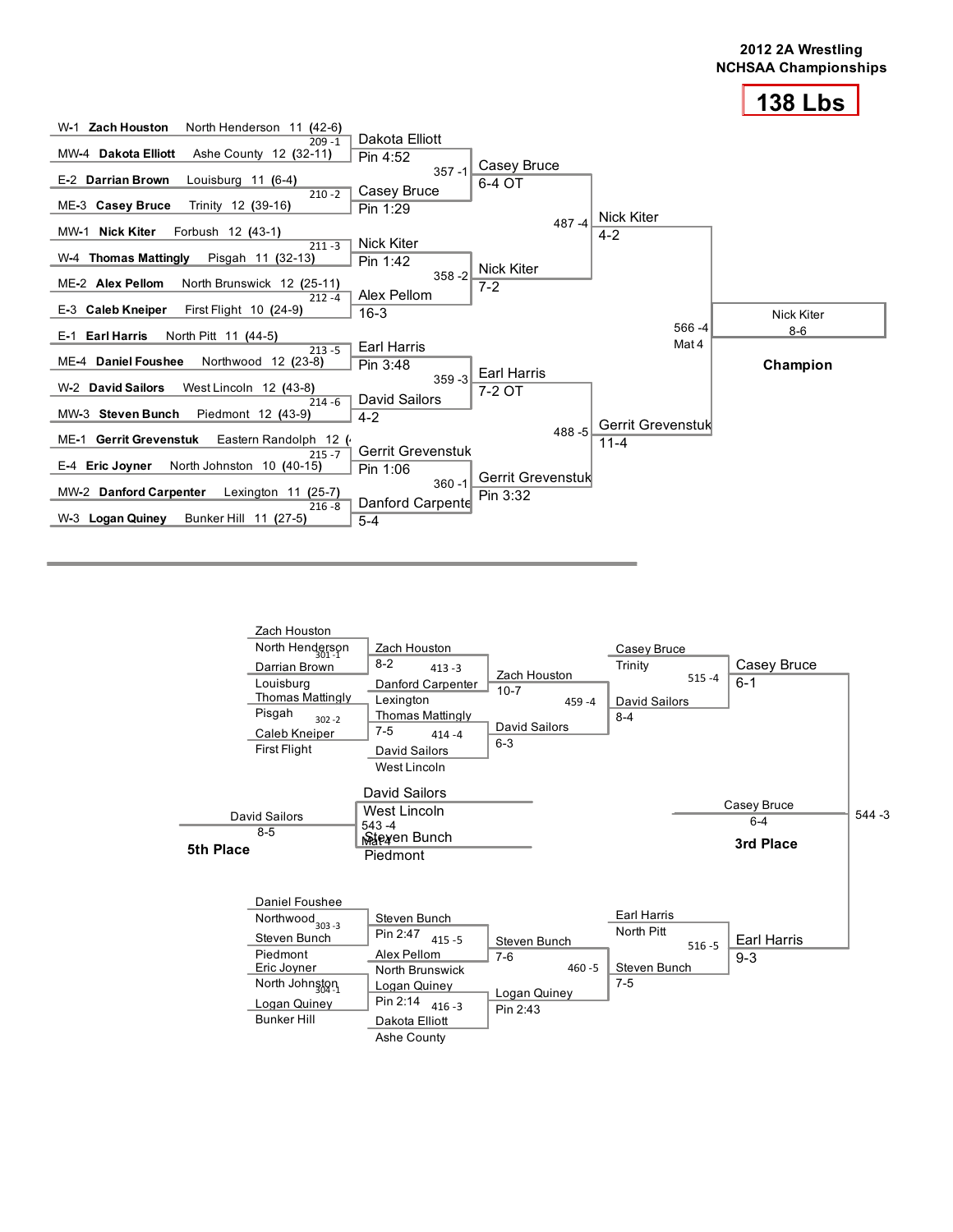# 2012 2A Wrestling NCHSAA Championships

## 138 Lbs

### Championship Bracket

**First Round**

| Bout | Wrestler 1 | Wrestler 2 | Winner | Result |
|---|---|---|---|---|
| 209 -1 | W-1 **Zach Houston** North Henderson 11 (42-6) | MW-4 **Dakota Elliott** Ashe County 12 (32-11) | Dakota Elliott | Pin 4:52 |
| 210 -2 | E-2 **Darrian Brown** Louisburg 11 (6-4) | ME-3 **Casey Bruce** Trinity 12 (39-16) | Casey Bruce | Pin 1:29 |
| 211 -3 | MW-1 **Nick Kiter** Forbush 12 (43-1) | W-4 **Thomas Mattingly** Pisgah 11 (32-13) | Nick Kiter | Pin 1:42 |
| 212 -4 | ME-2 **Alex Pellom** North Brunswick 12 (25-11) | E-3 **Caleb Kneiper** First Flight 10 (24-9) | Alex Pellom | 16-3 |
| 213 -5 | E-1 **Earl Harris** North Pitt 11 (44-5) | ME-4 **Daniel Foushee** Northwood 12 (23-8) | Earl Harris | Pin 3:48 |
| 214 -6 | W-2 **David Sailors** West Lincoln 12 (43-8) | MW-3 **Steven Bunch** Piedmont 12 (43-9) | David Sailors | 4-2 |
| 215 -7 | ME-1 **Gerrit Grevenstuk** Eastern Randolph 12 ( | E-4 **Eric Joyner** North Johnston 10 (40-15) | Gerrit Grevenstuk | Pin 1:06 |
| 216 -8 | MW-2 **Danford Carpenter** Lexington 11 (25-7) | W-3 **Logan Quiney** Bunker Hill 11 (27-5) | Danford Carpente | 5-4 |

**Quarterfinals**

| Bout | Winner | Result |
|---|---|---|
| 357 -1 | Casey Bruce | 6-4 OT |
| 358 -2 | Nick Kiter | 7-2 |
| 359 -3 | Earl Harris | 7-2 OT |
| 360 -1 | Gerrit Grevenstuk | Pin 3:32 |

**Semifinals**

| Bout | Winner | Result |
|---|---|---|
| 487 -4 | Nick Kiter | 4-2 |
| 488 -5 | Gerrit Grevenstuk | 11-4 |

**Final**

| Bout | Winner | Result |
|---|---|---|
| 566 -4 Mat 4 | Nick Kiter | 8-6 |

**Champion:** Nick Kiter

### Consolation Bracket

**Consolation Round 1**

| Bout | Wrestler 1 | Wrestler 2 | Winner | Result |
|---|---|---|---|---|
| 301 -1 | Zach Houston, North Henderson | Darrian Brown, Louisburg | Zach Houston | 8-2 |
| 302 -2 | Thomas Mattingly, Pisgah | Caleb Kneiper, First Flight | Thomas Mattingly | 7-5 |
| 303 -3 | Daniel Foushee, Northwood | Steven Bunch, Piedmont | Steven Bunch | Pin 2:47 |
| 304 -1 | Eric Joyner, North Johnston | Logan Quiney, Bunker Hill | Logan Quiney | Pin 2:14 |

**Consolation Round 2**

| Bout | Wrestler 1 | Wrestler 2 | Winner | Result |
|---|---|---|---|---|
| 413 -3 | Zach Houston | Danford Carpenter, Lexington | Zach Houston | 10-7 |
| 414 -4 | Thomas Mattingly | David Sailors, West Lincoln | David Sailors | 6-3 |
| 415 -5 | Steven Bunch | Alex Pellom, North Brunswick | Steven Bunch | 7-6 |
| 416 -3 | Logan Quiney | Dakota Elliott, Ashe County | Logan Quiney | Pin 2:43 |

**Consolation Quarterfinals**

| Bout | Wrestler 1 | Wrestler 2 | Winner | Result |
|---|---|---|---|---|
| 459 -4 | Zach Houston | David Sailors | David Sailors | 8-4 |
| 460 -5 | Steven Bunch | Logan Quiney | Steven Bunch | 7-5 |

**Consolation Semifinals**

| Bout | Wrestler 1 | Wrestler 2 | Winner | Result |
|---|---|---|---|---|
| 515 -4 | Casey Bruce, Trinity | David Sailors | Casey Bruce | 6-1 |
| 516 -5 | Earl Harris, North Pitt | Steven Bunch | Earl Harris | 9-3 |

**3rd Place**

| Bout | Wrestler 1 | Wrestler 2 | Winner | Result |
|---|---|---|---|---|
| 544 -3 | Casey Bruce | Earl Harris | Casey Bruce | 6-4 |

**5th Place**

| Bout | Wrestler 1 | Wrestler 2 | Winner | Result |
|---|---|---|---|---|
| 543 -4 Mat 4 | David Sailors, West Lincoln | Steven Bunch, Piedmont | David Sailors | 8-5 |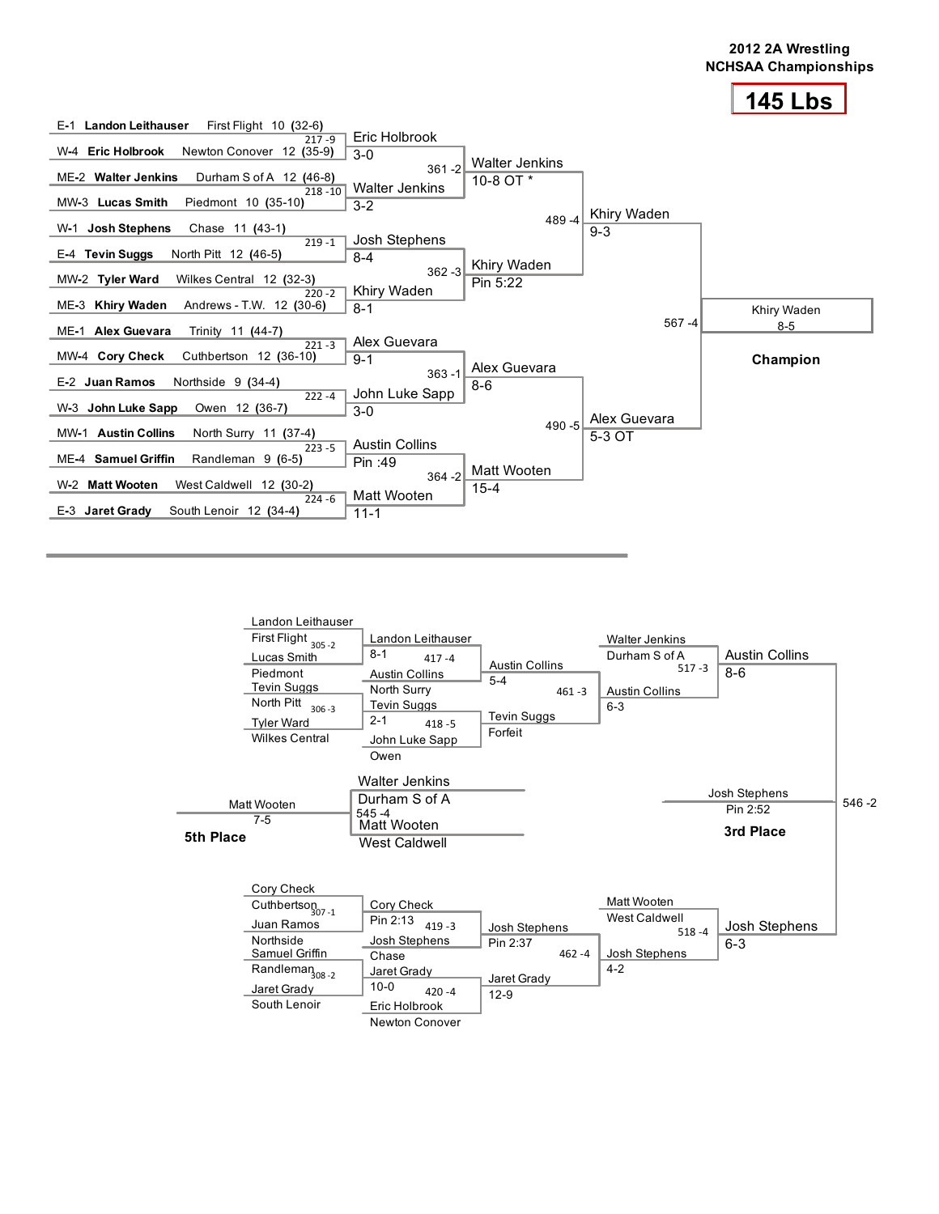**2012 2A Wrestling NCHSAA Championships**

# 145 Lbs

## Championship Bracket

### First Round

| Bout | Wrestler 1 | Wrestler 2 | Winner | Score |
|---|---|---|---|---|
| 217 -9 | E-1 **Landon Leithauser** First Flight 10 (32-6) | W-4 **Eric Holbrook** Newton Conover 12 (35-9) | Eric Holbrook | 3-0 |
| 218 -10 | ME-2 **Walter Jenkins** Durham S of A 12 (46-8) | MW-3 **Lucas Smith** Piedmont 10 (35-10) | Walter Jenkins | 3-2 |
| 219 -1 | W-1 **Josh Stephens** Chase 11 (43-1) | E-4 **Tevin Suggs** North Pitt 12 (46-5) | Josh Stephens | 8-4 |
| 220 -2 | MW-2 **Tyler Ward** Wilkes Central 12 (32-3) | ME-3 **Khiry Waden** Andrews - T.W. 12 (30-6) | Khiry Waden | 8-1 |
| 221 -3 | ME-1 **Alex Guevara** Trinity 11 (44-7) | MW-4 **Cory Check** Cuthbertson 12 (36-10) | Alex Guevara | 9-1 |
| 222 -4 | E-2 **Juan Ramos** Northside 9 (34-4) | W-3 **John Luke Sapp** Owen 12 (36-7) | John Luke Sapp | 3-0 |
| 223 -5 | MW-1 **Austin Collins** North Surry 11 (37-4) | ME-4 **Samuel Griffin** Randleman 9 (6-5) | Austin Collins | Pin :49 |
| 224 -6 | W-2 **Matt Wooten** West Caldwell 12 (30-2) | E-3 **Jaret Grady** South Lenoir 12 (34-4) | Matt Wooten | 11-1 |

### Quarterfinals

| Bout | Winner | Score |
|---|---|---|
| 361 -2 | Walter Jenkins | 10-8 OT * |
| 362 -3 | Khiry Waden | Pin 5:22 |
| 363 -1 | Alex Guevara | 8-6 |
| 364 -2 | Matt Wooten | 15-4 |

### Semifinals

| Bout | Winner | Score |
|---|---|---|
| 489 -4 | Khiry Waden | 9-3 |
| 490 -5 | Alex Guevara | 5-3 OT |

### Final

| Bout | Winner | Score |
|---|---|---|
| 567 -4 | Khiry Waden | 8-5 |

**Champion:** Khiry Waden

## Consolation Bracket

### Consolation Round 1

| Bout | Wrestler 1 | Wrestler 2 | Winner | Score |
|---|---|---|---|---|
| 305 -2 | Landon Leithauser, First Flight | Lucas Smith, Piedmont | Landon Leithauser | 8-1 |
| 306 -3 | Tevin Suggs, North Pitt | Tyler Ward, Wilkes Central | Tevin Suggs | 2-1 |
| 307 -1 | Cory Check, Cuthbertson | Juan Ramos, Northside | Cory Check | Pin 2:13 |
| 308 -2 | Samuel Griffin, Randleman | Jaret Grady, South Lenoir | Jaret Grady | 10-0 |

### Consolation Round 2

| Bout | Wrestler 1 | Wrestler 2 | Winner | Score |
|---|---|---|---|---|
| 417 -4 | Landon Leithauser | Austin Collins, North Surry | Austin Collins | 5-4 |
| 418 -5 | Tevin Suggs | John Luke Sapp, Owen | Tevin Suggs | Forfeit |
| 419 -3 | Cory Check | Josh Stephens, Chase | Josh Stephens | Pin 2:37 |
| 420 -4 | Jaret Grady | Eric Holbrook, Newton Conover | Jaret Grady | 12-9 |

### Consolation Round 3

| Bout | Wrestler 1 | Wrestler 2 | Winner | Score |
|---|---|---|---|---|
| 461 -3 | Austin Collins | Tevin Suggs | Austin Collins | 6-3 |
| 462 -4 | Josh Stephens | Jaret Grady | Josh Stephens | 4-2 |

### Consolation Semifinals

| Bout | Wrestler 1 | Wrestler 2 | Winner | Score |
|---|---|---|---|---|
| 517 -3 | Walter Jenkins, Durham S of A | Austin Collins | Austin Collins | 8-6 |
| 518 -4 | Matt Wooten, West Caldwell | Josh Stephens | Josh Stephens | 6-3 |

### 3rd Place

| Bout | Wrestler 1 | Wrestler 2 | Winner | Score |
|---|---|---|---|---|
| 546 -2 | Austin Collins | Josh Stephens | Josh Stephens | Pin 2:52 |

**3rd Place:** Josh Stephens

### 5th Place

| Bout | Wrestler 1 | Wrestler 2 | Winner | Score |
|---|---|---|---|---|
| 545 -4 | Walter Jenkins, Durham S of A | Matt Wooten, West Caldwell | Matt Wooten | 7-5 |

**5th Place:** Matt Wooten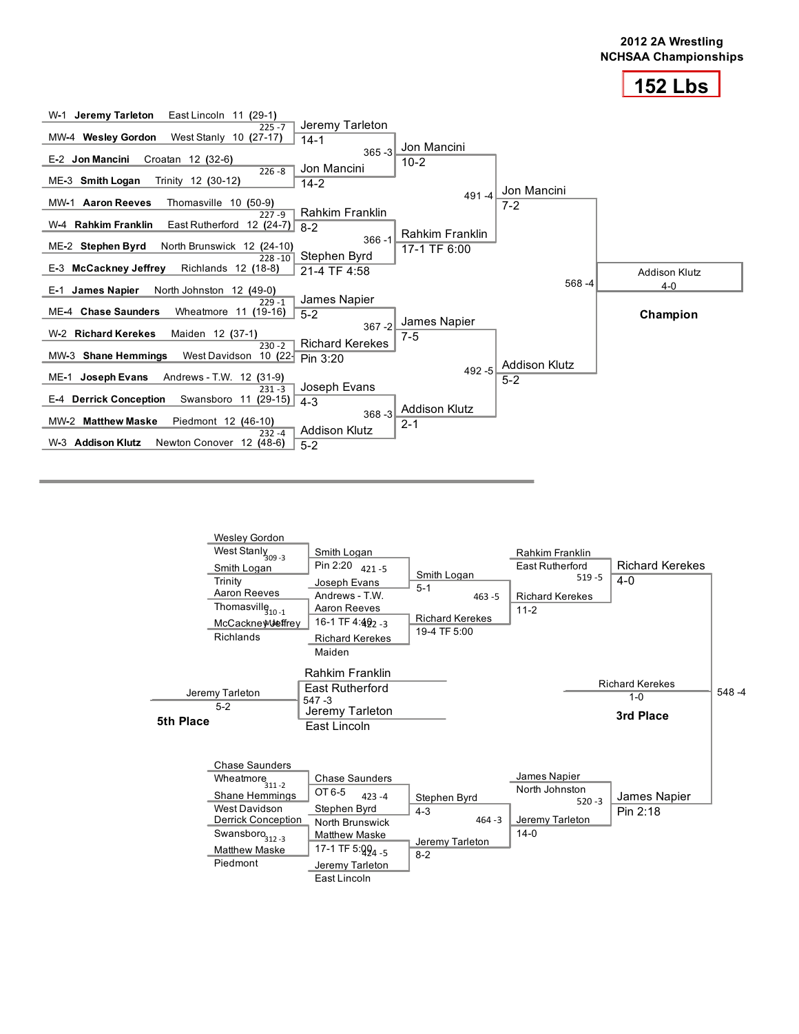# 2012 2A Wrestling NCHSAA Championships

## 152 Lbs

### Championship Bracket

**First Round**

| Bout | Wrestler 1 | Wrestler 2 | Winner | Score |
|---|---|---|---|---|
| 225 -7 | W-1 **Jeremy Tarleton** East Lincoln 11 (29-1) | MW-4 **Wesley Gordon** West Stanly 10 (27-17) | Jeremy Tarleton | 14-1 |
| 226 -8 | E-2 **Jon Mancini** Croatan 12 (32-6) | ME-3 **Smith Logan** Trinity 12 (30-12) | Jon Mancini | 14-2 |
| 227 -9 | MW-1 **Aaron Reeves** Thomasville 10 (50-9) | W-4 **Rahkim Franklin** East Rutherford 12 (24-7) | Rahkim Franklin | 8-2 |
| 228 -10 | ME-2 **Stephen Byrd** North Brunswick 12 (24-10) | E-3 **McCackney Jeffrey** Richlands 12 (18-8) | Stephen Byrd | 21-4 TF 4:58 |
| 229 -1 | E-1 **James Napier** North Johnston 12 (49-0) | ME-4 **Chase Saunders** Wheatmore 11 (19-16) | James Napier | 5-2 |
| 230 -2 | W-2 **Richard Kerekes** Maiden 12 (37-1) | MW-3 **Shane Hemmings** West Davidson 10 (22- | Richard Kerekes | Pin 3:20 |
| 231 -3 | ME-1 **Joseph Evans** Andrews - T.W. 12 (31-9) | E-4 **Derrick Conception** Swansboro 11 (29-15) | Joseph Evans | 4-3 |
| 232 -4 | MW-2 **Matthew Maske** Piedmont 12 (46-10) | W-3 **Addison Klutz** Newton Conover 12 (48-6) | Addison Klutz | 5-2 |

**Quarterfinals**

| Bout | Winner | Score |
|---|---|---|
| 365 -3 | Jon Mancini | 10-2 |
| 366 -1 | Rahkim Franklin | 17-1 TF 6:00 |
| 367 -2 | James Napier | 7-5 |
| 368 -3 | Addison Klutz | 2-1 |

**Semifinals**

| Bout | Winner | Score |
|---|---|---|
| 491 -4 | Jon Mancini | 7-2 |
| 492 -5 | Addison Klutz | 5-2 |

**Final**

| Bout | Winner | Score |
|---|---|---|
| 568 -4 | Addison Klutz | 4-0 |

**Champion:** Addison Klutz

### Consolation Bracket

**Consolation Round 1**

| Bout | Wrestler 1 | Wrestler 2 | Winner | Score |
|---|---|---|---|---|
| 309 -3 | Wesley Gordon, West Stanly | Smith Logan, Trinity | Smith Logan | Pin 2:20 |
| 310 -1 | Aaron Reeves, Thomasville | McCackney Jeffrey, Richlands | Aaron Reeves | 16-1 TF 4:49 |
| 311 -2 | Chase Saunders, Wheatmore | Shane Hemmings, West Davidson | Chase Saunders | OT 6-5 |
| 312 -3 | Derrick Conception, Swansboro | Matthew Maske, Piedmont | Matthew Maske | 17-1 TF 5:00 |

**Consolation Round 2**

| Bout | Wrestler 1 | Wrestler 2 | Winner | Score |
|---|---|---|---|---|
| 421 -5 | Smith Logan | Joseph Evans, Andrews - T.W. | Smith Logan | 5-1 |
| 422 -3 | Aaron Reeves | Richard Kerekes, Maiden | Richard Kerekes | 19-4 TF 5:00 |
| 423 -4 | Chase Saunders | Stephen Byrd, North Brunswick | Stephen Byrd | 4-3 |
| 424 -5 | Matthew Maske | Jeremy Tarleton, East Lincoln | Jeremy Tarleton | 8-2 |

**Consolation Quarterfinals**

| Bout | Wrestler 1 | Wrestler 2 | Winner | Score |
|---|---|---|---|---|
| 463 -5 | Smith Logan | Richard Kerekes | Richard Kerekes | 11-2 |
| 464 -3 | Stephen Byrd | Jeremy Tarleton | Jeremy Tarleton | 14-0 |

**Consolation Semifinals**

| Bout | Wrestler 1 | Wrestler 2 | Winner | Score |
|---|---|---|---|---|
| 519 -5 | Rahkim Franklin, East Rutherford | Richard Kerekes | Richard Kerekes | 4-0 |
| 520 -3 | James Napier, North Johnston | Jeremy Tarleton | James Napier | Pin 2:18 |

**3rd Place (548 -4):** Richard Kerekes 1-0

**5th Place (547 -3):** Rahkim Franklin, East Rutherford vs. Jeremy Tarleton, East Lincoln — Jeremy Tarleton 5-2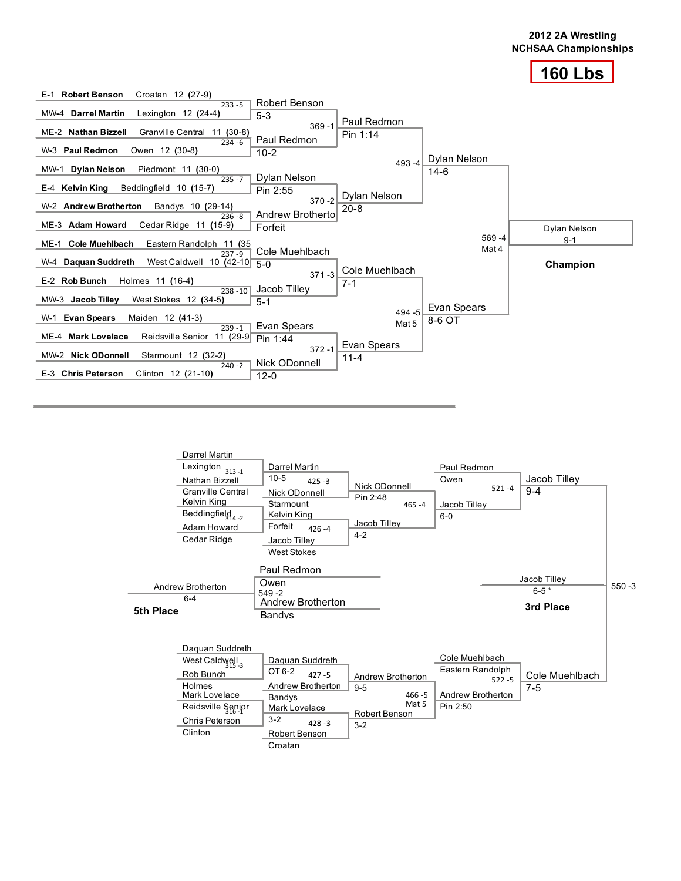**2012 2A Wrestling**
**NCHSAA Championships**

# 160 Lbs

## Championship Bracket

### First Round

| Seed | Wrestler | School | Grade | Record | Bout | Winner | Result |
|---|---|---|---|---|---|---|---|
| E-1 | **Robert Benson** | Croatan | 12 | (27-9) | 233 -5 | Robert Benson | 5-3 |
| MW-4 | **Darrel Martin** | Lexington | 12 | (24-4) | | | |
| ME-2 | **Nathan Bizzell** | Granville Central | 11 | (30-8) | 234 -6 | Paul Redmon | 10-2 |
| W-3 | **Paul Redmon** | Owen | 12 | (30-8) | | | |
| MW-1 | **Dylan Nelson** | Piedmont | 11 | (30-0) | 235 -7 | Dylan Nelson | Pin 2:55 |
| E-4 | **Kelvin King** | Beddingfield | 10 | (15-7) | | | |
| W-2 | **Andrew Brotherton** | Bandys | 10 | (29-14) | 236 -8 | Andrew Brotherto | Forfeit |
| ME-3 | **Adam Howard** | Cedar Ridge | 11 | (15-9) | | | |
| ME-1 | **Cole Muehlbach** | Eastern Randolph | 11 | (35 | 237 -9 | Cole Muehlbach | 5-0 |
| W-4 | **Daquan Suddreth** | West Caldwell | 10 | (42-10 | | | |
| E-2 | **Rob Bunch** | Holmes | 11 | (16-4) | 238 -10 | Jacob Tilley | 5-1 |
| MW-3 | **Jacob Tilley** | West Stokes | 12 | (34-5) | | | |
| W-1 | **Evan Spears** | Maiden | 12 | (41-3) | 239 -1 | Evan Spears | Pin 1:44 |
| ME-4 | **Mark Lovelace** | Reidsville Senior | 11 | (29-9 | | | |
| MW-2 | **Nick ODonnell** | Starmount | 12 | (32-2) | 240 -2 | Nick ODonnell | 12-0 |
| E-3 | **Chris Peterson** | Clinton | 12 | (21-10) | | | |

### Quarterfinals

| Bout | Winner | Result |
|---|---|---|
| 369 -1 | Paul Redmon | Pin 1:14 |
| 370 -2 | Dylan Nelson | 20-8 |
| 371 -3 | Cole Muehlbach | 7-1 |
| 372 -1 | Evan Spears | 11-4 |

### Semifinals

| Bout | Winner | Result |
|---|---|---|
| 493 -4 | Dylan Nelson | 14-6 |
| 494 -5 Mat 5 | Evan Spears | 8-6 OT |

### Final

| Bout | Winner | Result |
|---|---|---|
| 569 -4 Mat 4 | Dylan Nelson | 9-1 |

**Champion:** Dylan Nelson

## Consolation Bracket

### Consolation Round 1

| Bout | Wrestlers | Winner | Result |
|---|---|---|---|
| 313 -1 | Darrel Martin (Lexington) vs. Nathan Bizzell (Granville Central) | Darrel Martin | 10-5 |
| 314 -2 | Kelvin King (Beddingfield) vs. Adam Howard (Cedar Ridge) | Kelvin King | Forfeit |
| 315 -3 | Daquan Suddreth (West Caldwell) vs. Rob Bunch (Holmes) | Daquan Suddreth | OT 6-2 |
| 316 -1 | Mark Lovelace (Reidsville Senior) vs. Chris Peterson (Clinton) | Mark Lovelace | 3-2 |

### Consolation Round 2

| Bout | Wrestlers | Winner | Result |
|---|---|---|---|
| 425 -3 | Darrel Martin vs. Nick ODonnell (Starmount) | Nick ODonnell | Pin 2:48 |
| 426 -4 | Kelvin King vs. Jacob Tilley (West Stokes) | Jacob Tilley | 4-2 |
| 427 -5 | Daquan Suddreth vs. Andrew Brotherton (Bandys) | Andrew Brotherton | 9-5 |
| 428 -3 | Mark Lovelace vs. Robert Benson (Croatan) | Robert Benson | 3-2 |

### Consolation Quarterfinals

| Bout | Wrestlers | Winner | Result |
|---|---|---|---|
| 465 -4 | Nick ODonnell vs. Jacob Tilley | Jacob Tilley | 6-0 |
| 466 -5 Mat 5 | Andrew Brotherton vs. Robert Benson | Andrew Brotherton | Pin 2:50 |

### Consolation Semifinals

| Bout | Wrestlers | Winner | Result |
|---|---|---|---|
| 521 -4 | Paul Redmon (Owen) vs. Jacob Tilley | Jacob Tilley | 9-4 |
| 522 -5 | Cole Muehlbach (Eastern Randolph) vs. Andrew Brotherton | Cole Muehlbach | 7-5 |

### 3rd Place

| Bout | Wrestlers | Winner | Result |
|---|---|---|---|
| 550 -3 | Jacob Tilley vs. Cole Muehlbach | Jacob Tilley | 6-5 * |

**3rd Place:** Jacob Tilley

### 5th Place

| Bout | Wrestlers | Winner | Result |
|---|---|---|---|
| 549 -2 | Paul Redmon (Owen) vs. Andrew Brotherton (Bandys) | Andrew Brotherton | 6-4 |

**5th Place:** Andrew Brotherton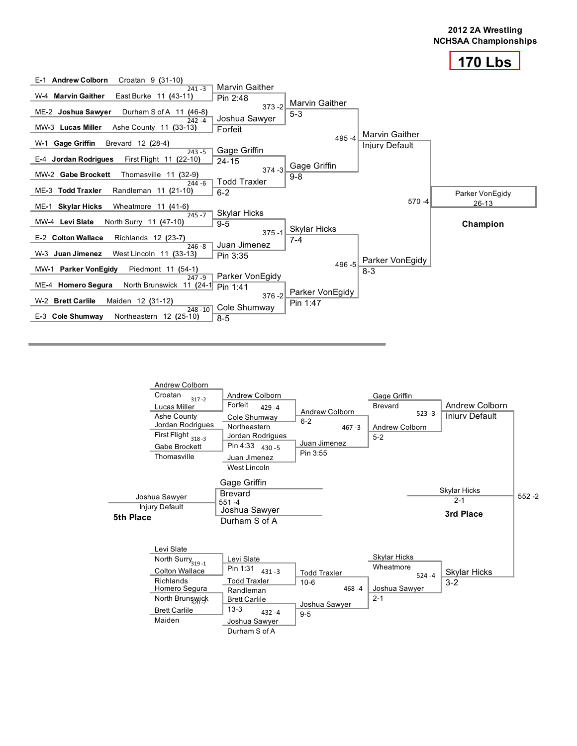# 2012 2A Wrestling
## NCHSAA Championships

## 170 Lbs

### Championship Bracket

**First Round**

| Seed | Wrestler | School | Grade | Record |
|---|---|---|---|---|
| E-1 | **Andrew Colborn** | Croatan | 9 | (31-10) |
| W-4 | **Marvin Gaither** | East Burke | 11 | (43-11) |
| ME-2 | **Joshua Sawyer** | Durham S of A | 11 | (46-8) |
| MW-3 | **Lucas Miller** | Ashe County | 11 | (33-13) |
| W-1 | **Gage Griffin** | Brevard | 12 | (28-4) |
| E-4 | **Jordan Rodrigues** | First Flight | 11 | (22-10) |
| MW-2 | **Gabe Brockett** | Thomasville | 11 | (32-9) |
| ME-3 | **Todd Traxler** | Randleman | 11 | (21-10) |
| ME-1 | **Skylar Hicks** | Wheatmore | 11 | (41-6) |
| MW-4 | **Levi Slate** | North Surry | 11 | (47-10) |
| E-2 | **Colton Wallace** | Richlands | 12 | (23-7) |
| W-3 | **Juan Jimenez** | West Lincoln | 11 | (33-13) |
| MW-1 | **Parker VonEgidy** | Piedmont | 11 | (54-1) |
| ME-4 | **Homero Segura** | North Brunswick | 11 | (24-1 |
| W-2 | **Brett Carlile** | Maiden | 12 | (31-12) |
| E-3 | **Cole Shumway** | Northeastern | 12 | (25-10) |

| Bout | Winner | Result |
|---|---|---|
| 241 -3 | Marvin Gaither | Pin 2:48 |
| 242 -4 | Joshua Sawyer | Forfeit |
| 243 -5 | Gage Griffin | 24-15 |
| 244 -6 | Todd Traxler | 6-2 |
| 245 -7 | Skylar Hicks | 9-5 |
| 246 -8 | Juan Jimenez | Pin 3:35 |
| 247 -9 | Parker VonEgidy | Pin 1:41 |
| 248 -10 | Cole Shumway | 8-5 |
| 373 -2 | Marvin Gaither | 5-3 |
| 374 -3 | Gage Griffin | 9-8 |
| 375 -1 | Skylar Hicks | 7-4 |
| 376 -2 | Parker VonEgidy | Pin 1:47 |
| 495 -4 | Marvin Gaither | Injury Default |
| 496 -5 | Parker VonEgidy | 8-3 |
| 570 -4 | Parker VonEgidy | 26-13 |

**Champion:** Parker VonEgidy 26-13

### Consolation Bracket

| Bout | Wrestlers | Winner | Result |
|---|---|---|---|
| 317 -2 | Andrew Colborn (Croatan) vs. Lucas Miller (Ashe County) | Andrew Colborn | Forfeit |
| 318 -3 | Jordan Rodrigues (First Flight) vs. Gabe Brockett (Thomasville) | Jordan Rodrigues | Pin 4:33 |
| 319 -1 | Levi Slate (North Surry) vs. Colton Wallace (Richlands) | Levi Slate | Pin 1:31 |
| 320 -2 | Homero Segura (North Brunswick) vs. Brett Carlile (Maiden) | Brett Carlile | 13-3 |
| 429 -4 | Andrew Colborn vs. Cole Shumway (Northeastern) | Andrew Colborn | 6-2 |
| 430 -5 | Jordan Rodrigues vs. Juan Jimenez (West Lincoln) | Juan Jimenez | Pin 3:55 |
| 431 -3 | Levi Slate vs. Todd Traxler (Randleman) | Todd Traxler | 10-6 |
| 432 -4 | Brett Carlile vs. Joshua Sawyer (Durham S of A) | Joshua Sawyer | 9-5 |
| 467 -3 | Andrew Colborn vs. Juan Jimenez | Andrew Colborn | 5-2 |
| 468 -4 | Todd Traxler vs. Joshua Sawyer | Joshua Sawyer | 2-1 |
| 523 -3 | Gage Griffin (Brevard) vs. Andrew Colborn | Andrew Colborn | Injury Default |
| 524 -4 | Skylar Hicks (Wheatmore) vs. Joshua Sawyer | Skylar Hicks | 3-2 |
| 552 -2 | Andrew Colborn vs. Skylar Hicks | Skylar Hicks | 2-1 |
| 551 -4 | Gage Griffin (Brevard) vs. Joshua Sawyer (Durham S of A) | Joshua Sawyer | Injury Default |

**3rd Place:** Skylar Hicks 2-1

**5th Place:** Joshua Sawyer Injury Default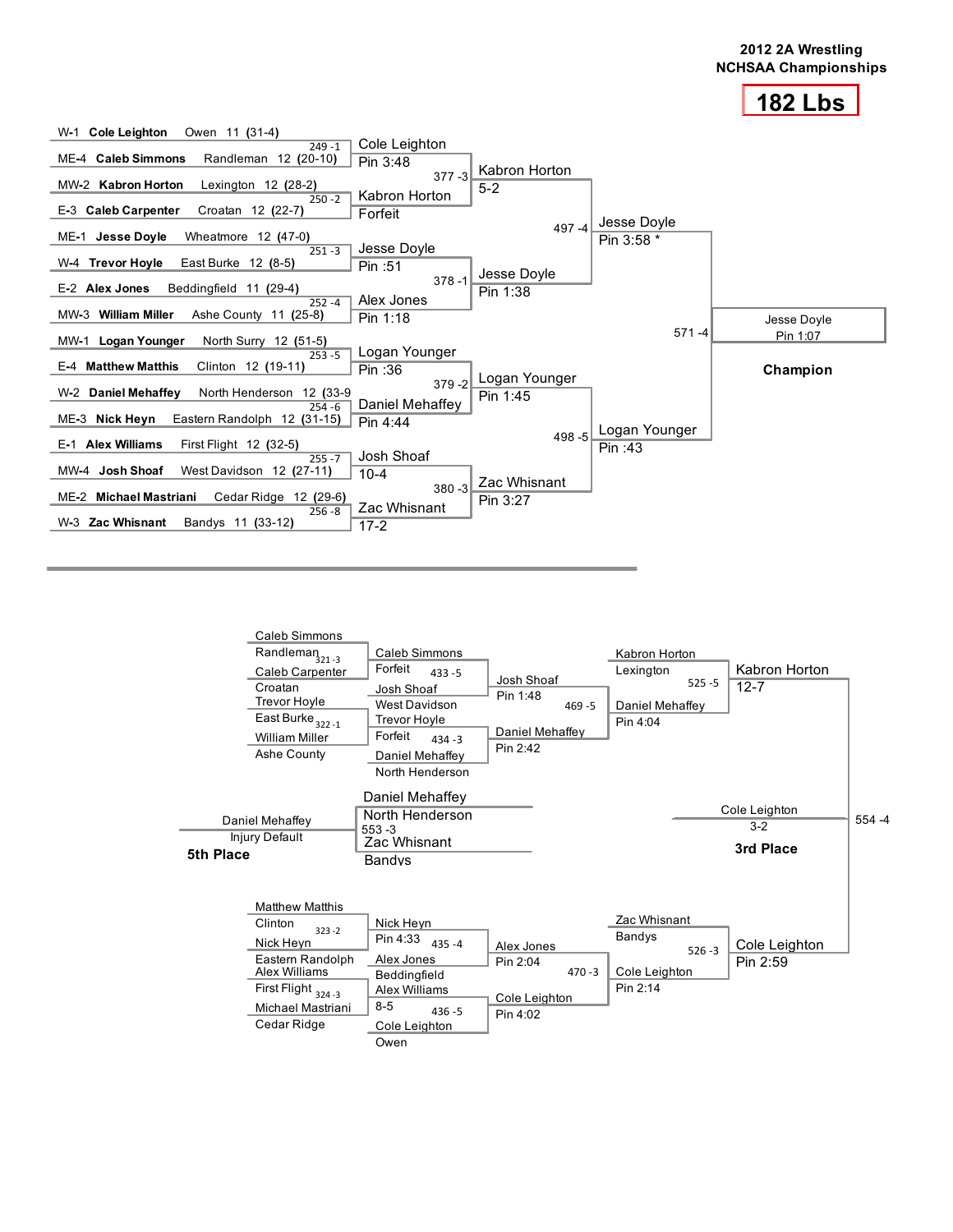# 2012 2A Wrestling NCHSAA Championships

## 182 Lbs

### Championship Bracket

**First Round**

| Bout | Wrestler 1 | Wrestler 2 | Winner | Result |
|---|---|---|---|---|
| 249 -1 | W-1 **Cole Leighton** Owen 11 (31-4) | ME-4 **Caleb Simmons** Randleman 12 (20-10) | Cole Leighton | Pin 3:48 |
| 250 -2 | MW-2 **Kabron Horton** Lexington 12 (28-2) | E-3 **Caleb Carpenter** Croatan 12 (22-7) | Kabron Horton | Forfeit |
| 251 -3 | ME-1 **Jesse Doyle** Wheatmore 12 (47-0) | W-4 **Trevor Hoyle** East Burke 12 (8-5) | Jesse Doyle | Pin :51 |
| 252 -4 | E-2 **Alex Jones** Beddingfield 11 (29-4) | MW-3 **William Miller** Ashe County 11 (25-8) | Alex Jones | Pin 1:18 |
| 253 -5 | MW-1 **Logan Younger** North Surry 12 (51-5) | E-4 **Matthew Matthis** Clinton 12 (19-11) | Logan Younger | Pin :36 |
| 254 -6 | W-2 **Daniel Mehaffey** North Henderson 12 (33-9 | ME-3 **Nick Heyn** Eastern Randolph 12 (31-15) | Daniel Mehaffey | Pin 4:44 |
| 255 -7 | E-1 **Alex Williams** First Flight 12 (32-5) | MW-4 **Josh Shoaf** West Davidson 12 (27-11) | Josh Shoaf | 10-4 |
| 256 -8 | ME-2 **Michael Mastriani** Cedar Ridge 12 (29-6) | W-3 **Zac Whisnant** Bandys 11 (33-12) | Zac Whisnant | 17-2 |

**Quarterfinals**

| Bout | Winner | Result |
|---|---|---|
| 377 -3 | Kabron Horton | 5-2 |
| 378 -1 | Jesse Doyle | Pin 1:38 |
| 379 -2 | Logan Younger | Pin 1:45 |
| 380 -3 | Zac Whisnant | Pin 3:27 |

**Semifinals**

| Bout | Winner | Result |
|---|---|---|
| 497 -4 | Jesse Doyle | Pin 3:58 * |
| 498 -5 | Logan Younger | Pin :43 |

**Final**

| Bout | Winner | Result |
|---|---|---|
| 571 -4 | Jesse Doyle | Pin 1:07 |

**Champion**: Jesse Doyle

### Consolation Bracket

**Consolation First Round**

| Bout | Wrestler 1 | Wrestler 2 |
|---|---|---|
| 321 -3 | Caleb Simmons, Randleman | Caleb Carpenter, Croatan |
| 322 -1 | Trevor Hoyle, East Burke | William Miller, Ashe County |
| 323 -2 | Matthew Matthis, Clinton | Nick Heyn, Eastern Randolph |
| 324 -3 | Alex Williams, First Flight | Michael Mastriani, Cedar Ridge |

**Consolation Second Round**

| Bout | Wrestler 1 | Wrestler 2 |
|---|---|---|
| 433 -5 | Caleb Simmons (Forfeit) | Josh Shoaf, West Davidson |
| 434 -3 | Trevor Hoyle (Forfeit) | Daniel Mehaffey, North Henderson |
| 435 -4 | Nick Heyn (Pin 4:33) | Alex Jones, Beddingfield |
| 436 -5 | Alex Williams (8-5) | Cole Leighton, Owen |

**Consolation Third Round**

| Bout | Winner | Result |
|---|---|---|
| 469 -5 | Josh Shoaf | Pin 1:48 |
| 469 -5 | Daniel Mehaffey | Pin 2:42 |
| 470 -3 | Alex Jones | Pin 2:04 |
| 470 -3 | Cole Leighton | Pin 4:02 |

**Consolation Semifinals**

| Bout | Wrestler 1 | Wrestler 2 | Winner | Result |
|---|---|---|---|---|
| 525 -5 | Kabron Horton, Lexington | Daniel Mehaffey (Pin 4:04) | Kabron Horton | 12-7 |
| 526 -3 | Zac Whisnant, Bandys | Cole Leighton (Pin 2:14) | Cole Leighton | Pin 2:59 |

**3rd Place (554 -4)**: Cole Leighton, 3-2

**5th Place (553 -3)**: Daniel Mehaffey, North Henderson vs. Zac Whisnant, Bandys — Daniel Mehaffey, Injury Default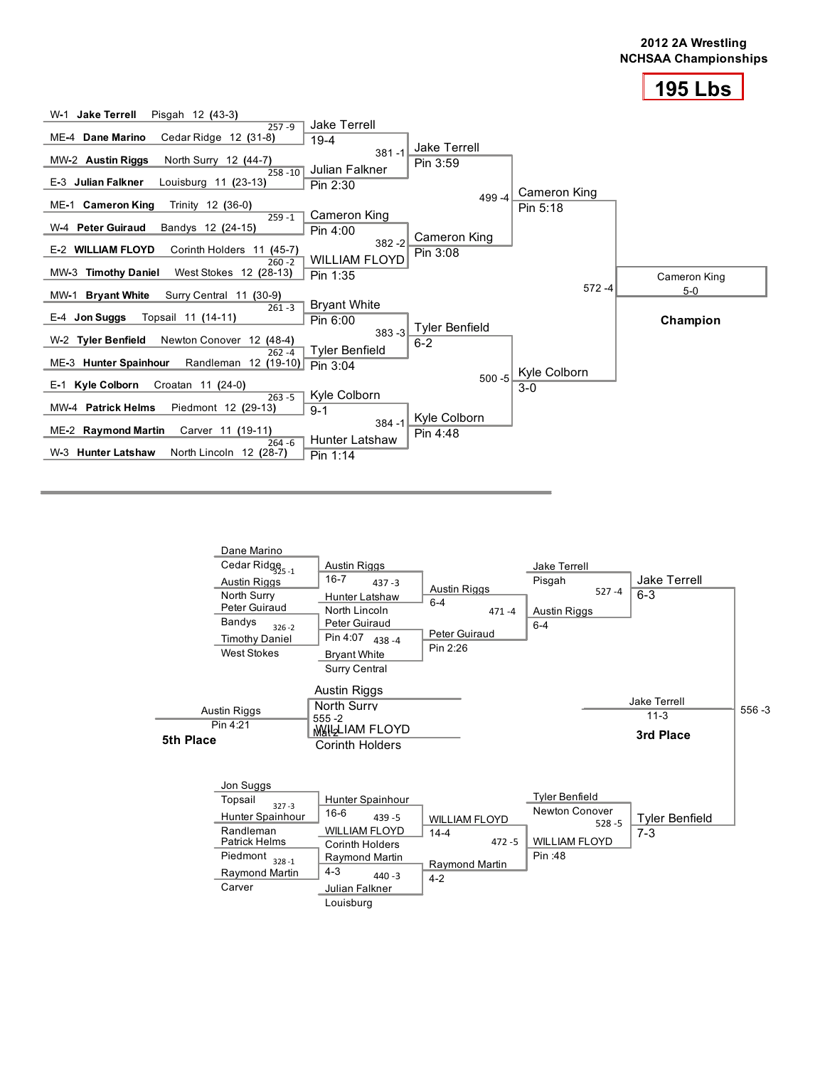# 2012 2A Wrestling NCHSAA Championships

## 195 Lbs

### Championship Bracket

**First Round**

| Bout | Wrestler 1 | Wrestler 2 | Winner | Result |
|---|---|---|---|---|
| 257 -9 | W-1 Jake Terrell, Pisgah 12 (43-3) | ME-4 Dane Marino, Cedar Ridge 12 (31-8) | Jake Terrell | 19-4 |
| 258 -10 | MW-2 Austin Riggs, North Surry 12 (44-7) | E-3 Julian Falkner, Louisburg 11 (23-13) | Julian Falkner | Pin 2:30 |
| 259 -1 | ME-1 Cameron King, Trinity 12 (36-0) | W-4 Peter Guiraud, Bandys 12 (24-15) | Cameron King | Pin 4:00 |
| 260 -2 | E-2 WILLIAM FLOYD, Corinth Holders 11 (45-7) | MW-3 Timothy Daniel, West Stokes 12 (28-13) | WILLIAM FLOYD | Pin 1:35 |
| 261 -3 | MW-1 Bryant White, Surry Central 11 (30-9) | E-4 Jon Suggs, Topsail 11 (14-11) | Bryant White | Pin 6:00 |
| 262 -4 | W-2 Tyler Benfield, Newton Conover 12 (48-4) | ME-3 Hunter Spainhour, Randleman 12 (19-10) | Tyler Benfield | Pin 3:04 |
| 263 -5 | E-1 Kyle Colborn, Croatan 11 (24-0) | MW-4 Patrick Helms, Piedmont 12 (29-13) | Kyle Colborn | 9-1 |
| 264 -6 | ME-2 Raymond Martin, Carver 11 (19-11) | W-3 Hunter Latshaw, North Lincoln 12 (28-7) | Hunter Latshaw | Pin 1:14 |

**Quarterfinals**

| Bout | Winner | Result |
|---|---|---|
| 381 -1 | Jake Terrell | Pin 3:59 |
| 382 -2 | Cameron King | Pin 3:08 |
| 383 -3 | Tyler Benfield | 6-2 |
| 384 -1 | Kyle Colborn | Pin 4:48 |

**Semifinals**

| Bout | Winner | Result |
|---|---|---|
| 499 -4 | Cameron King | Pin 5:18 |
| 500 -5 | Kyle Colborn | 3-0 |

**Final**

| Bout | Winner | Result |
|---|---|---|
| 572 -4 | Cameron King | 5-0 |

**Champion: Cameron King**

### Consolation Bracket

**Consolation Round 1**

| Bout | Wrestler 1 | Wrestler 2 | Winner | Result |
|---|---|---|---|---|
| 325 -1 | Dane Marino, Cedar Ridge | Austin Riggs, North Surry | Austin Riggs | 16-7 |
| 326 -2 | Peter Guiraud, Bandys | Timothy Daniel, West Stokes | Peter Guiraud | Pin 4:07 |
| 327 -3 | Jon Suggs, Topsail | Hunter Spainhour, Randleman | Hunter Spainhour | 16-6 |
| 328 -1 | Patrick Helms, Piedmont | Raymond Martin, Carver | Raymond Martin | 4-3 |

**Consolation Round 2**

| Bout | Wrestler 1 | Wrestler 2 | Winner | Result |
|---|---|---|---|---|
| 437 -3 | Austin Riggs | Hunter Latshaw, North Lincoln | Austin Riggs | 6-4 |
| 438 -4 | Peter Guiraud | Bryant White, Surry Central | Peter Guiraud | Pin 2:26 |
| 439 -5 | Hunter Spainhour | WILLIAM FLOYD, Corinth Holders | WILLIAM FLOYD | 14-4 |
| 440 -3 | Raymond Martin | Julian Falkner, Louisburg | Raymond Martin | 4-2 |

**Consolation Quarterfinals**

| Bout | Wrestler 1 | Wrestler 2 | Winner | Result |
|---|---|---|---|---|
| 471 -4 | Austin Riggs | Peter Guiraud | Austin Riggs | 6-4 |
| 472 -5 | WILLIAM FLOYD | Raymond Martin | WILLIAM FLOYD | Pin :48 |

**Consolation Semifinals**

| Bout | Wrestler 1 | Wrestler 2 | Winner | Result |
|---|---|---|---|---|
| 527 -4 | Jake Terrell, Pisgah | Austin Riggs | Jake Terrell | 6-3 |
| 528 -5 | Tyler Benfield, Newton Conover | WILLIAM FLOYD | Tyler Benfield | 7-3 |

**3rd Place**

| Bout | Wrestler 1 | Wrestler 2 | Winner | Result |
|---|---|---|---|---|
| 556 -3 | Jake Terrell | Tyler Benfield | Jake Terrell | 11-3 |

**5th Place**

| Bout | Wrestler 1 | Wrestler 2 | Winner | Result |
|---|---|---|---|---|
| 555 -2 | Austin Riggs, North Surry | WILLIAM FLOYD, Corinth Holders | Austin Riggs | Pin 4:21 |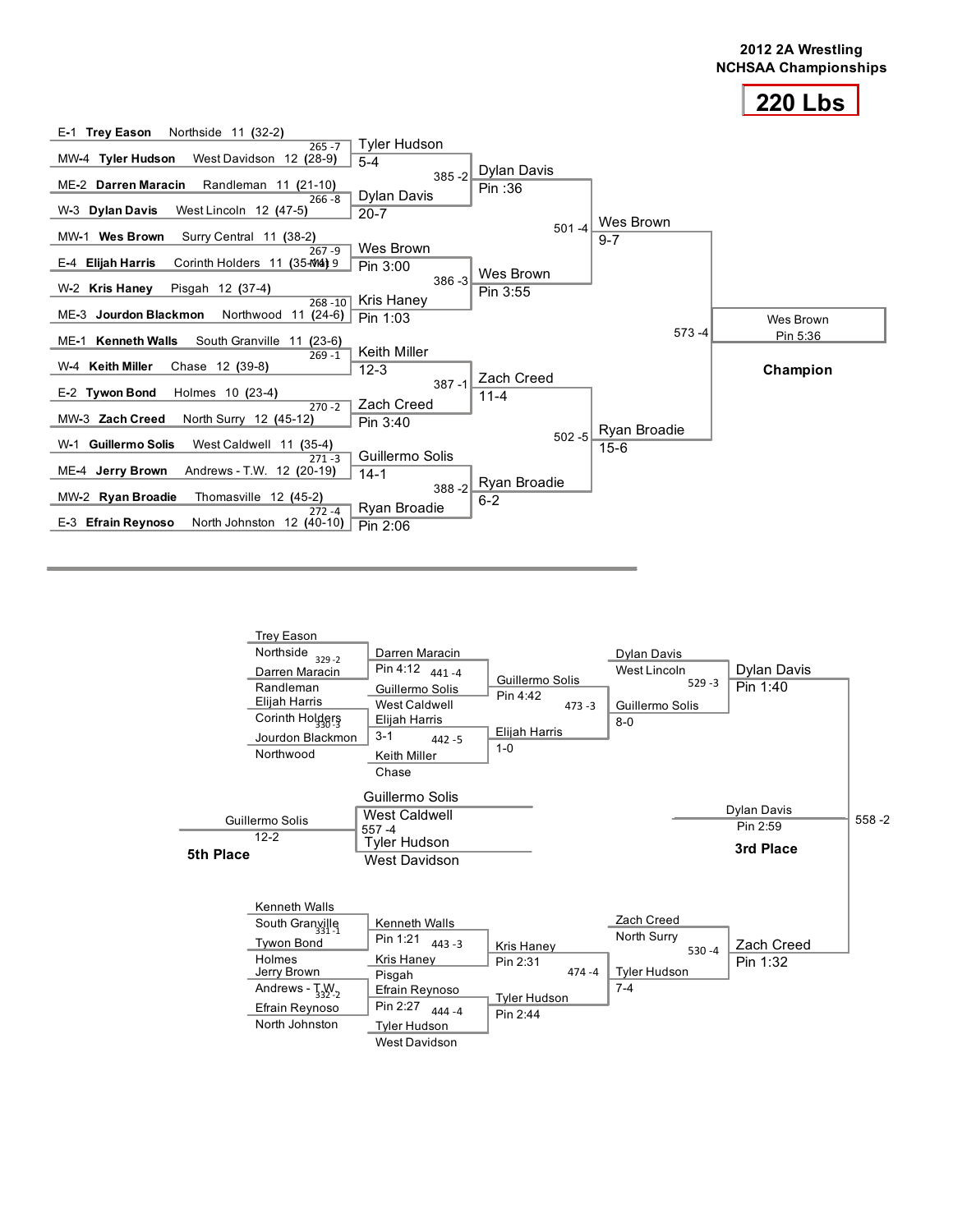# 2012 2A Wrestling NCHSAA Championships

## 220 Lbs

### Championship Bracket

**First Round**

| Bout | Wrestler 1 | Wrestler 2 | Winner | Result |
|---|---|---|---|---|
| 265 -7 | E-1 **Trey Eason** Northside 11 (32-2) | MW-4 **Tyler Hudson** West Davidson 12 (28-9) | Tyler Hudson | 5-4 |
| 266 -8 | ME-2 **Darren Maracin** Randleman 11 (21-10) | W-3 **Dylan Davis** West Lincoln 12 (47-5) | Dylan Davis | 20-7 |
| 267 -9 | MW-1 **Wes Brown** Surry Central 11 (38-2) | E-4 **Elijah Harris** Corinth Holders 11 (35-14) | Wes Brown | Pin 3:00 |
| 268 -10 | W-2 **Kris Haney** Pisgah 12 (37-4) | ME-3 **Jourdon Blackmon** Northwood 11 (24-6) | Kris Haney | Pin 1:03 |
| 269 -1 | ME-1 **Kenneth Walls** South Granville 11 (23-6) | W-4 **Keith Miller** Chase 12 (39-8) | Keith Miller | 12-3 |
| 270 -2 | E-2 **Tywon Bond** Holmes 10 (23-4) | MW-3 **Zach Creed** North Surry 12 (45-12) | Zach Creed | Pin 3:40 |
| 271 -3 | W-1 **Guillermo Solis** West Caldwell 11 (35-4) | ME-4 **Jerry Brown** Andrews - T.W. 12 (20-19) | Guillermo Solis | 14-1 |
| 272 -4 | MW-2 **Ryan Broadie** Thomasville 12 (45-2) | E-3 **Efrain Reynoso** North Johnston 12 (40-10) | Ryan Broadie | Pin 2:06 |

**Quarterfinals**

| Bout | Winner | Result |
|---|---|---|
| 385 -2 | Dylan Davis | Pin :36 |
| 386 -3 | Wes Brown | Pin 3:55 |
| 387 -1 | Zach Creed | 11-4 |
| 388 -2 | Ryan Broadie | 6-2 |

**Semifinals**

| Bout | Winner | Result |
|---|---|---|
| 501 -4 | Wes Brown | 9-7 |
| 502 -5 | Ryan Broadie | 15-6 |

**Final**

| Bout | Winner | Result |
|---|---|---|
| 573 -4 | Wes Brown | Pin 5:36 |

**Champion: Wes Brown**

### Consolation Bracket

**Consolation Round 1**

| Bout | Wrestler 1 | Wrestler 2 | Winner | Result |
|---|---|---|---|---|
| 329 -2 | Trey Eason (Northside) | Darren Maracin (Randleman) | Darren Maracin | Pin 4:12 |
| 330 -3 | Elijah Harris (Corinth Holders) | Jourdon Blackmon (Northwood) | Elijah Harris | 3-1 |
| 331 -1 | Kenneth Walls (South Granville) | Tywon Bond (Holmes) | Kenneth Walls | Pin 1:21 |
| 332 -2 | Jerry Brown (Andrews - T.W.) | Efrain Reynoso (North Johnston) | Efrain Reynoso | Pin 2:27 |

**Consolation Round 2**

| Bout | Wrestler 1 | Wrestler 2 | Winner | Result |
|---|---|---|---|---|
| 441 -4 | Darren Maracin (Randleman) | Guillermo Solis (West Caldwell) | Guillermo Solis | Pin 4:42 |
| 442 -5 | Elijah Harris (Corinth Holders) | Keith Miller (Chase) | Elijah Harris | 1-0 |
| 443 -3 | Kenneth Walls (South Granville) | Kris Haney (Pisgah) | Kris Haney | Pin 2:31 |
| 444 -4 | Efrain Reynoso (North Johnston) | Tyler Hudson (West Davidson) | Tyler Hudson | Pin 2:44 |

**Consolation Quarterfinals**

| Bout | Wrestler 1 | Wrestler 2 | Winner | Result |
|---|---|---|---|---|
| 473 -3 | Guillermo Solis | Elijah Harris | Guillermo Solis | 8-0 |
| 474 -4 | Kris Haney | Tyler Hudson | Tyler Hudson | 7-4 |

**Consolation Semifinals**

| Bout | Wrestler 1 | Wrestler 2 | Winner | Result |
|---|---|---|---|---|
| 529 -3 | Dylan Davis (West Lincoln) | Guillermo Solis | Dylan Davis | Pin 1:40 |
| 530 -4 | Zach Creed (North Surry) | Tyler Hudson | Zach Creed | Pin 1:32 |

**3rd Place**

| Bout | Wrestler 1 | Wrestler 2 | Winner | Result |
|---|---|---|---|---|
| 558 -2 | Dylan Davis | Zach Creed | Dylan Davis | Pin 2:59 |

**5th Place**

| Bout | Wrestler 1 | Wrestler 2 | Winner | Result |
|---|---|---|---|---|
| 557 -4 | Guillermo Solis (West Caldwell) | Tyler Hudson (West Davidson) | Guillermo Solis | 12-2 |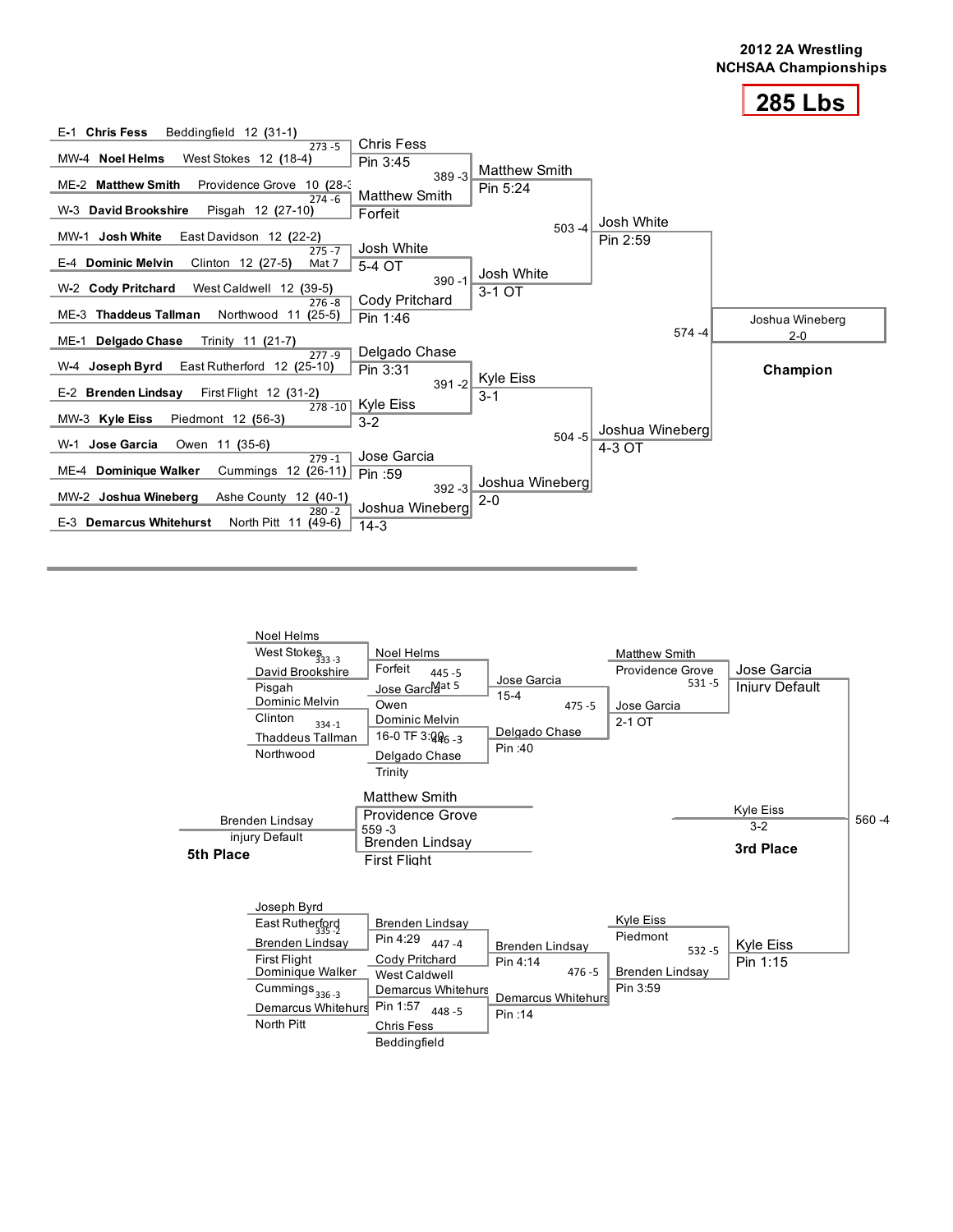**2012 2A Wrestling**
**NCHSAA Championships**

# 285 Lbs

## Championship Bracket

**First Round**

- E-1 **Chris Fess** Beddingfield 12 (31-1) vs MW-4 **Noel Helms** West Stokes 12 (18-4) — 273 -5 — Chris Fess, Pin 3:45
- ME-2 **Matthew Smith** Providence Grove 10 (28-3) vs W-3 **David Brookshire** Pisgah 12 (27-10) — 274 -6 — Matthew Smith, Forfeit
- MW-1 **Josh White** East Davidson 12 (22-2) vs E-4 **Dominic Melvin** Clinton 12 (27-5) — 275 -7, Mat 7 — Josh White, 5-4 OT
- W-2 **Cody Pritchard** West Caldwell 12 (39-5) vs ME-3 **Thaddeus Tallman** Northwood 11 (25-5) — 276 -8 — Cody Pritchard, Pin 1:46
- ME-1 **Delgado Chase** Trinity 11 (21-7) vs W-4 **Joseph Byrd** East Rutherford 12 (25-10) — 277 -9 — Delgado Chase, Pin 3:31
- E-2 **Brenden Lindsay** First Flight 12 (31-2) vs MW-3 **Kyle Eiss** Piedmont 12 (56-3) — 278 -10 — Kyle Eiss, 3-2
- W-1 **Jose Garcia** Owen 11 (35-6) vs ME-4 **Dominique Walker** Cummings 12 (26-11) — 279 -1 — Jose Garcia, Pin :59
- MW-2 **Joshua Wineberg** Ashe County 12 (40-1) vs E-3 **Demarcus Whitehurst** North Pitt 11 (49-6) — 280 -2 — Joshua Wineberg, 14-3

**Quarterfinals**

- 389 -3 — Matthew Smith, Pin 5:24
- 390 -1 — Josh White, 3-1 OT
- 391 -2 — Kyle Eiss, 3-1
- 392 -3 — Joshua Wineberg, 2-0

**Semifinals**

- 503 -4 — Josh White, Pin 2:59
- 504 -5 — Joshua Wineberg, 4-3 OT

**Final**

- 574 -4 — Joshua Wineberg, 2-0

**Champion**

## Consolation Bracket

**Upper Consolation**

- Noel Helms, West Stokes vs David Brookshire, Pisgah — 333 -3 — Noel Helms, Forfeit
- Dominic Melvin, Clinton vs Thaddeus Tallman, Northwood — 334 -1 — Dominic Melvin, 16-0 TF 3:00
- Noel Helms vs Jose Garcia, Owen — 445 -5, Mat 5 — Jose Garcia, 15-4
- Dominic Melvin vs Delgado Chase, Trinity — 446 -3 — Delgado Chase, Pin :40
- Jose Garcia vs Delgado Chase — 475 -5 — Jose Garcia, 2-1 OT
- Matthew Smith, Providence Grove vs Jose Garcia — 531 -5 — Jose Garcia, Injury Default

**Lower Consolation**

- Joseph Byrd, East Rutherford vs Brenden Lindsay, First Flight — 335 -2 — Brenden Lindsay, Pin 4:29
- Dominique Walker, Cummings vs Demarcus Whitehurst, North Pitt — 336 -3 — Demarcus Whitehurst, Pin 1:57
- Brenden Lindsay vs Cody Pritchard, West Caldwell — 447 -4 — Brenden Lindsay, Pin 4:14
- Demarcus Whitehurst vs Chris Fess, Beddingfield — 448 -5 — Demarcus Whitehurst, Pin :14
- Brenden Lindsay vs Demarcus Whitehurst — 476 -5 — Brenden Lindsay, Pin 3:59
- Kyle Eiss, Piedmont vs Brenden Lindsay — 532 -5 — Kyle Eiss, Pin 1:15

**3rd Place**

- Jose Garcia vs Kyle Eiss — 560 -4 — Kyle Eiss, 3-2

**3rd Place**

**5th Place**

- Matthew Smith, Providence Grove vs Brenden Lindsay, First Flight — 559 -3 — Brenden Lindsay, injury Default

**5th Place**